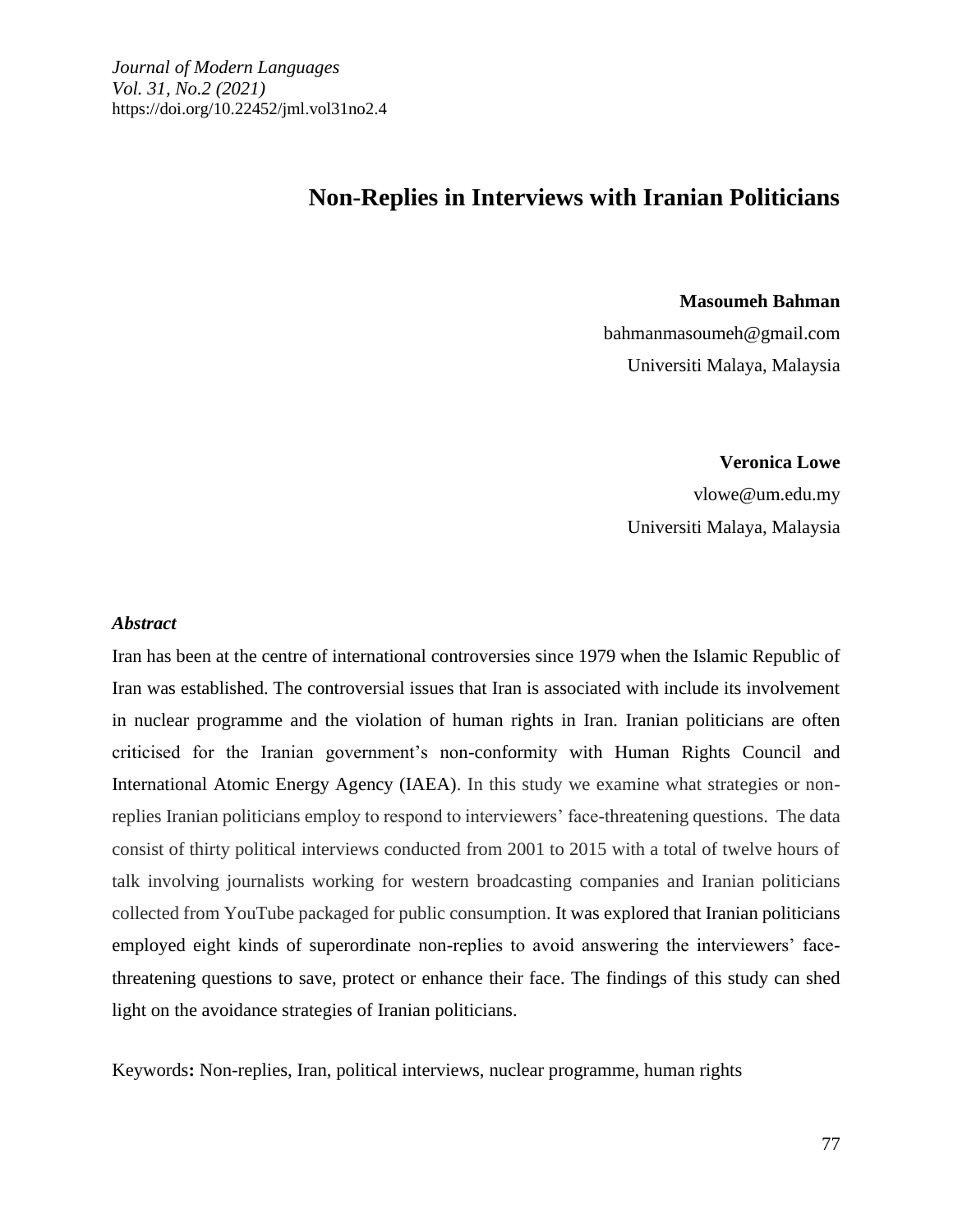*Journal of Modern Languages*
*Vol. 31, No.2 (2021)*
https://doi.org/10.22452/jml.vol31no2.4

# Non-Replies in Interviews with Iranian Politicians

**Masoumeh Bahman**
bahmanmasoumeh@gmail.com
Universiti Malaya, Malaysia

**Veronica Lowe**
vlowe@um.edu.my
Universiti Malaya, Malaysia

### *Abstract*

Iran has been at the centre of international controversies since 1979 when the Islamic Republic of Iran was established. The controversial issues that Iran is associated with include its involvement in nuclear programme and the violation of human rights in Iran. Iranian politicians are often criticised for the Iranian government's non-conformity with Human Rights Council and International Atomic Energy Agency (IAEA). In this study we examine what strategies or non-replies Iranian politicians employ to respond to interviewers' face-threatening questions. The data consist of thirty political interviews conducted from 2001 to 2015 with a total of twelve hours of talk involving journalists working for western broadcasting companies and Iranian politicians collected from YouTube packaged for public consumption. It was explored that Iranian politicians employed eight kinds of superordinate non-replies to avoid answering the interviewers' face-threatening questions to save, protect or enhance their face. The findings of this study can shed light on the avoidance strategies of Iranian politicians.

Keywords**:** Non-replies, Iran, political interviews, nuclear programme, human rights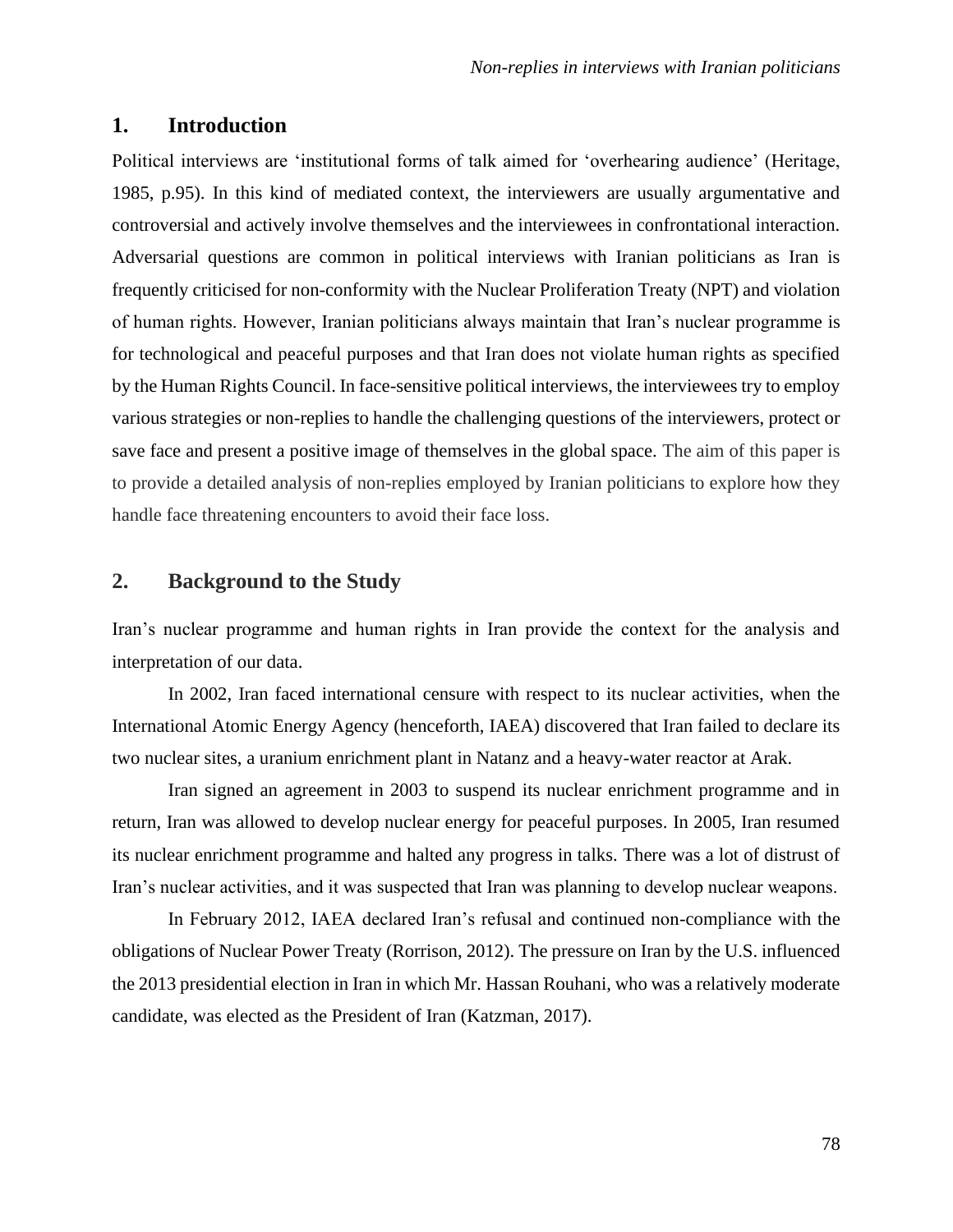## 1. Introduction

Political interviews are 'institutional forms of talk aimed for 'overhearing audience' (Heritage, 1985, p.95). In this kind of mediated context, the interviewers are usually argumentative and controversial and actively involve themselves and the interviewees in confrontational interaction. Adversarial questions are common in political interviews with Iranian politicians as Iran is frequently criticised for non-conformity with the Nuclear Proliferation Treaty (NPT) and violation of human rights. However, Iranian politicians always maintain that Iran's nuclear programme is for technological and peaceful purposes and that Iran does not violate human rights as specified by the Human Rights Council. In face-sensitive political interviews, the interviewees try to employ various strategies or non-replies to handle the challenging questions of the interviewers, protect or save face and present a positive image of themselves in the global space. The aim of this paper is to provide a detailed analysis of non-replies employed by Iranian politicians to explore how they handle face threatening encounters to avoid their face loss.

## 2. Background to the Study

Iran's nuclear programme and human rights in Iran provide the context for the analysis and interpretation of our data.

In 2002, Iran faced international censure with respect to its nuclear activities, when the International Atomic Energy Agency (henceforth, IAEA) discovered that Iran failed to declare its two nuclear sites, a uranium enrichment plant in Natanz and a heavy-water reactor at Arak.

Iran signed an agreement in 2003 to suspend its nuclear enrichment programme and in return, Iran was allowed to develop nuclear energy for peaceful purposes. In 2005, Iran resumed its nuclear enrichment programme and halted any progress in talks. There was a lot of distrust of Iran's nuclear activities, and it was suspected that Iran was planning to develop nuclear weapons.

In February 2012, IAEA declared Iran's refusal and continued non-compliance with the obligations of Nuclear Power Treaty (Rorrison, 2012). The pressure on Iran by the U.S. influenced the 2013 presidential election in Iran in which Mr. Hassan Rouhani, who was a relatively moderate candidate, was elected as the President of Iran (Katzman, 2017).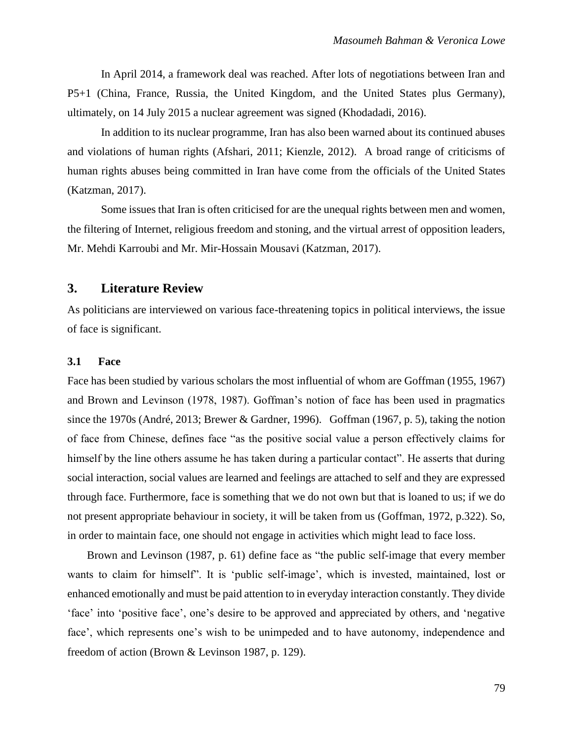In April 2014, a framework deal was reached. After lots of negotiations between Iran and P5+1 (China, France, Russia, the United Kingdom, and the United States plus Germany), ultimately, on 14 July 2015 a nuclear agreement was signed (Khodadadi, 2016).

In addition to its nuclear programme, Iran has also been warned about its continued abuses and violations of human rights (Afshari, 2011; Kienzle, 2012). A broad range of criticisms of human rights abuses being committed in Iran have come from the officials of the United States (Katzman, 2017).

Some issues that Iran is often criticised for are the unequal rights between men and women, the filtering of Internet, religious freedom and stoning, and the virtual arrest of opposition leaders, Mr. Mehdi Karroubi and Mr. Mir-Hossain Mousavi (Katzman, 2017).

## 3. Literature Review

As politicians are interviewed on various face-threatening topics in political interviews, the issue of face is significant.

### 3.1 Face

Face has been studied by various scholars the most influential of whom are Goffman (1955, 1967) and Brown and Levinson (1978, 1987). Goffman's notion of face has been used in pragmatics since the 1970s (André, 2013; Brewer & Gardner, 1996). Goffman (1967, p. 5), taking the notion of face from Chinese, defines face "as the positive social value a person effectively claims for himself by the line others assume he has taken during a particular contact". He asserts that during social interaction, social values are learned and feelings are attached to self and they are expressed through face. Furthermore, face is something that we do not own but that is loaned to us; if we do not present appropriate behaviour in society, it will be taken from us (Goffman, 1972, p.322). So, in order to maintain face, one should not engage in activities which might lead to face loss.

Brown and Levinson (1987, p. 61) define face as "the public self-image that every member wants to claim for himself". It is 'public self-image', which is invested, maintained, lost or enhanced emotionally and must be paid attention to in everyday interaction constantly. They divide 'face' into 'positive face', one's desire to be approved and appreciated by others, and 'negative face', which represents one's wish to be unimpeded and to have autonomy, independence and freedom of action (Brown & Levinson 1987, p. 129).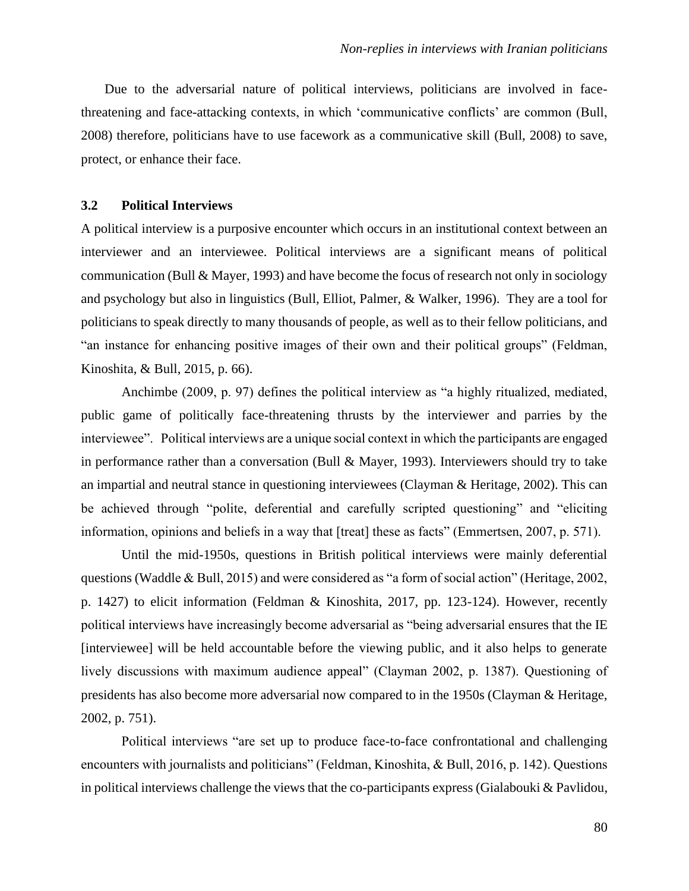Due to the adversarial nature of political interviews, politicians are involved in face-threatening and face-attacking contexts, in which 'communicative conflicts' are common (Bull, 2008) therefore, politicians have to use facework as a communicative skill (Bull, 2008) to save, protect, or enhance their face.

### 3.2 Political Interviews

A political interview is a purposive encounter which occurs in an institutional context between an interviewer and an interviewee. Political interviews are a significant means of political communication (Bull & Mayer, 1993) and have become the focus of research not only in sociology and psychology but also in linguistics (Bull, Elliot, Palmer, & Walker, 1996). They are a tool for politicians to speak directly to many thousands of people, as well as to their fellow politicians, and "an instance for enhancing positive images of their own and their political groups" (Feldman, Kinoshita, & Bull, 2015, p. 66).

Anchimbe (2009, p. 97) defines the political interview as "a highly ritualized, mediated, public game of politically face-threatening thrusts by the interviewer and parries by the interviewee". Political interviews are a unique social context in which the participants are engaged in performance rather than a conversation (Bull & Mayer, 1993). Interviewers should try to take an impartial and neutral stance in questioning interviewees (Clayman & Heritage, 2002). This can be achieved through "polite, deferential and carefully scripted questioning" and "eliciting information, opinions and beliefs in a way that [treat] these as facts" (Emmertsen, 2007, p. 571).

Until the mid-1950s, questions in British political interviews were mainly deferential questions (Waddle & Bull, 2015) and were considered as "a form of social action" (Heritage, 2002, p. 1427) to elicit information (Feldman & Kinoshita, 2017, pp. 123-124). However, recently political interviews have increasingly become adversarial as "being adversarial ensures that the IE [interviewee] will be held accountable before the viewing public, and it also helps to generate lively discussions with maximum audience appeal" (Clayman 2002, p. 1387). Questioning of presidents has also become more adversarial now compared to in the 1950s (Clayman & Heritage, 2002, p. 751).

Political interviews "are set up to produce face-to-face confrontational and challenging encounters with journalists and politicians" (Feldman, Kinoshita, & Bull, 2016, p. 142). Questions in political interviews challenge the views that the co-participants express (Gialabouki & Pavlidou,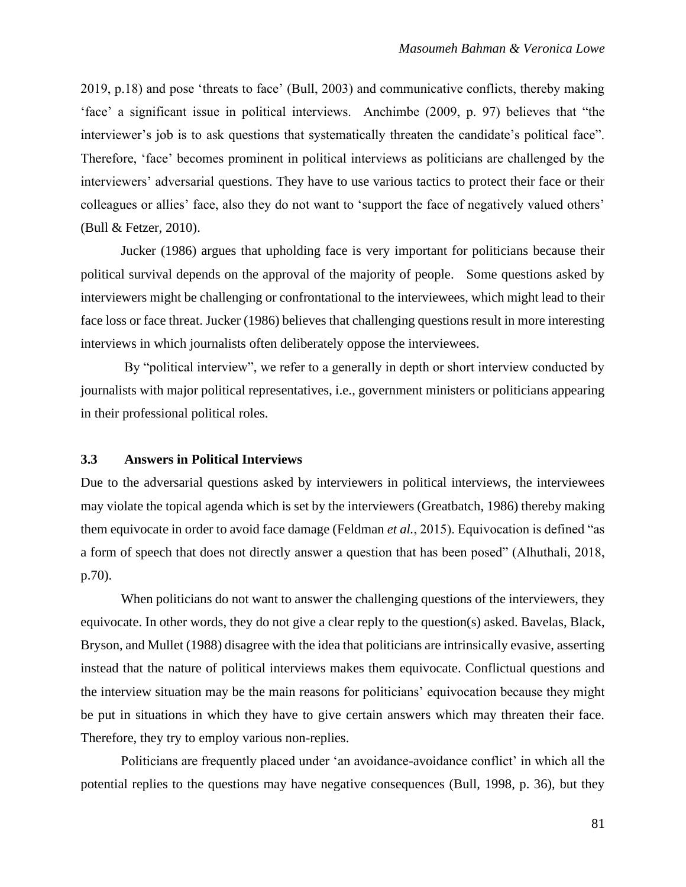2019, p.18) and pose 'threats to face' (Bull, 2003) and communicative conflicts, thereby making 'face' a significant issue in political interviews. Anchimbe (2009, p. 97) believes that "the interviewer's job is to ask questions that systematically threaten the candidate's political face". Therefore, 'face' becomes prominent in political interviews as politicians are challenged by the interviewers' adversarial questions. They have to use various tactics to protect their face or their colleagues or allies' face, also they do not want to 'support the face of negatively valued others' (Bull & Fetzer, 2010).

Jucker (1986) argues that upholding face is very important for politicians because their political survival depends on the approval of the majority of people. Some questions asked by interviewers might be challenging or confrontational to the interviewees, which might lead to their face loss or face threat. Jucker (1986) believes that challenging questions result in more interesting interviews in which journalists often deliberately oppose the interviewees.

By "political interview", we refer to a generally in depth or short interview conducted by journalists with major political representatives, i.e., government ministers or politicians appearing in their professional political roles.

### 3.3 Answers in Political Interviews

Due to the adversarial questions asked by interviewers in political interviews, the interviewees may violate the topical agenda which is set by the interviewers (Greatbatch, 1986) thereby making them equivocate in order to avoid face damage (Feldman *et al.*, 2015). Equivocation is defined "as a form of speech that does not directly answer a question that has been posed" (Alhuthali, 2018, p.70).

When politicians do not want to answer the challenging questions of the interviewers, they equivocate. In other words, they do not give a clear reply to the question(s) asked. Bavelas, Black, Bryson, and Mullet (1988) disagree with the idea that politicians are intrinsically evasive, asserting instead that the nature of political interviews makes them equivocate. Conflictual questions and the interview situation may be the main reasons for politicians' equivocation because they might be put in situations in which they have to give certain answers which may threaten their face. Therefore, they try to employ various non-replies.

Politicians are frequently placed under 'an avoidance-avoidance conflict' in which all the potential replies to the questions may have negative consequences (Bull, 1998, p. 36), but they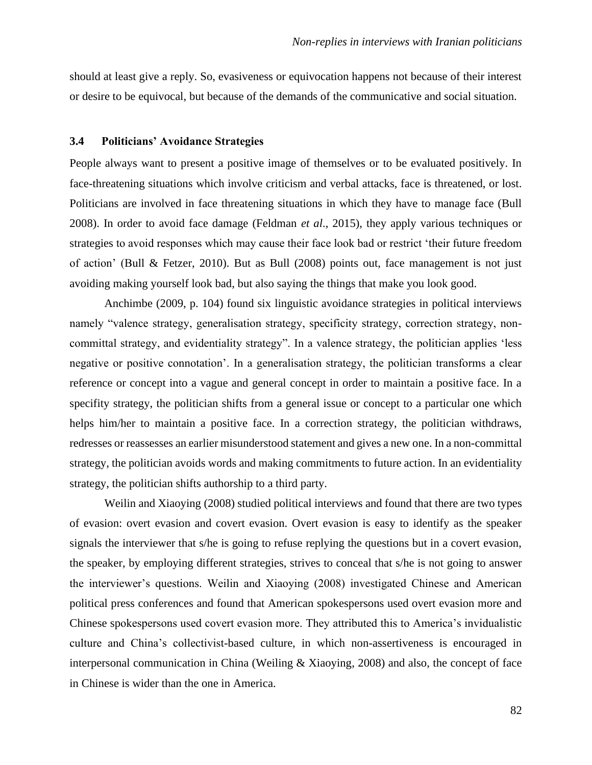should at least give a reply. So, evasiveness or equivocation happens not because of their interest or desire to be equivocal, but because of the demands of the communicative and social situation.

### 3.4 Politicians' Avoidance Strategies

People always want to present a positive image of themselves or to be evaluated positively. In face-threatening situations which involve criticism and verbal attacks, face is threatened, or lost. Politicians are involved in face threatening situations in which they have to manage face (Bull 2008). In order to avoid face damage (Feldman *et al*., 2015), they apply various techniques or strategies to avoid responses which may cause their face look bad or restrict 'their future freedom of action' (Bull & Fetzer, 2010). But as Bull (2008) points out, face management is not just avoiding making yourself look bad, but also saying the things that make you look good.

Anchimbe (2009, p. 104) found six linguistic avoidance strategies in political interviews namely "valence strategy, generalisation strategy, specificity strategy, correction strategy, non-committal strategy, and evidentiality strategy". In a valence strategy, the politician applies 'less negative or positive connotation'. In a generalisation strategy, the politician transforms a clear reference or concept into a vague and general concept in order to maintain a positive face. In a specifity strategy, the politician shifts from a general issue or concept to a particular one which helps him/her to maintain a positive face. In a correction strategy, the politician withdraws, redresses or reassesses an earlier misunderstood statement and gives a new one. In a non-committal strategy, the politician avoids words and making commitments to future action. In an evidentiality strategy, the politician shifts authorship to a third party.

Weilin and Xiaoying (2008) studied political interviews and found that there are two types of evasion: overt evasion and covert evasion. Overt evasion is easy to identify as the speaker signals the interviewer that s/he is going to refuse replying the questions but in a covert evasion, the speaker, by employing different strategies, strives to conceal that s/he is not going to answer the interviewer's questions. Weilin and Xiaoying (2008) investigated Chinese and American political press conferences and found that American spokespersons used overt evasion more and Chinese spokespersons used covert evasion more. They attributed this to America's invidualistic culture and China's collectivist-based culture, in which non-assertiveness is encouraged in interpersonal communication in China (Weiling & Xiaoying, 2008) and also, the concept of face in Chinese is wider than the one in America.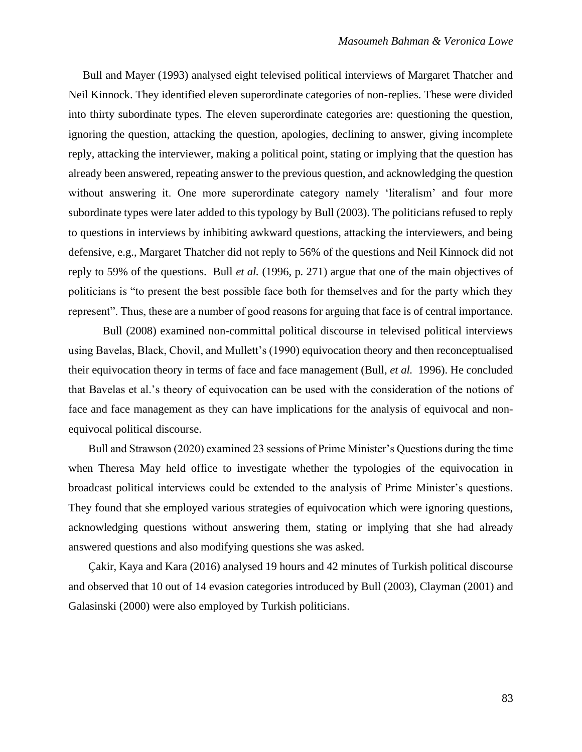Bull and Mayer (1993) analysed eight televised political interviews of Margaret Thatcher and Neil Kinnock. They identified eleven superordinate categories of non-replies. These were divided into thirty subordinate types. The eleven superordinate categories are: questioning the question, ignoring the question, attacking the question, apologies, declining to answer, giving incomplete reply, attacking the interviewer, making a political point, stating or implying that the question has already been answered, repeating answer to the previous question, and acknowledging the question without answering it. One more superordinate category namely 'literalism' and four more subordinate types were later added to this typology by Bull (2003). The politicians refused to reply to questions in interviews by inhibiting awkward questions, attacking the interviewers, and being defensive, e.g., Margaret Thatcher did not reply to 56% of the questions and Neil Kinnock did not reply to 59% of the questions. Bull *et al.* (1996, p. 271) argue that one of the main objectives of politicians is "to present the best possible face both for themselves and for the party which they represent". Thus, these are a number of good reasons for arguing that face is of central importance.

Bull (2008) examined non-committal political discourse in televised political interviews using Bavelas, Black, Chovil, and Mullett's (1990) equivocation theory and then reconceptualised their equivocation theory in terms of face and face management (Bull, *et al.* 1996). He concluded that Bavelas et al.'s theory of equivocation can be used with the consideration of the notions of face and face management as they can have implications for the analysis of equivocal and non-equivocal political discourse.

Bull and Strawson (2020) examined 23 sessions of Prime Minister's Questions during the time when Theresa May held office to investigate whether the typologies of the equivocation in broadcast political interviews could be extended to the analysis of Prime Minister's questions. They found that she employed various strategies of equivocation which were ignoring questions, acknowledging questions without answering them, stating or implying that she had already answered questions and also modifying questions she was asked.

Çakir, Kaya and Kara (2016) analysed 19 hours and 42 minutes of Turkish political discourse and observed that 10 out of 14 evasion categories introduced by Bull (2003), Clayman (2001) and Galasinski (2000) were also employed by Turkish politicians.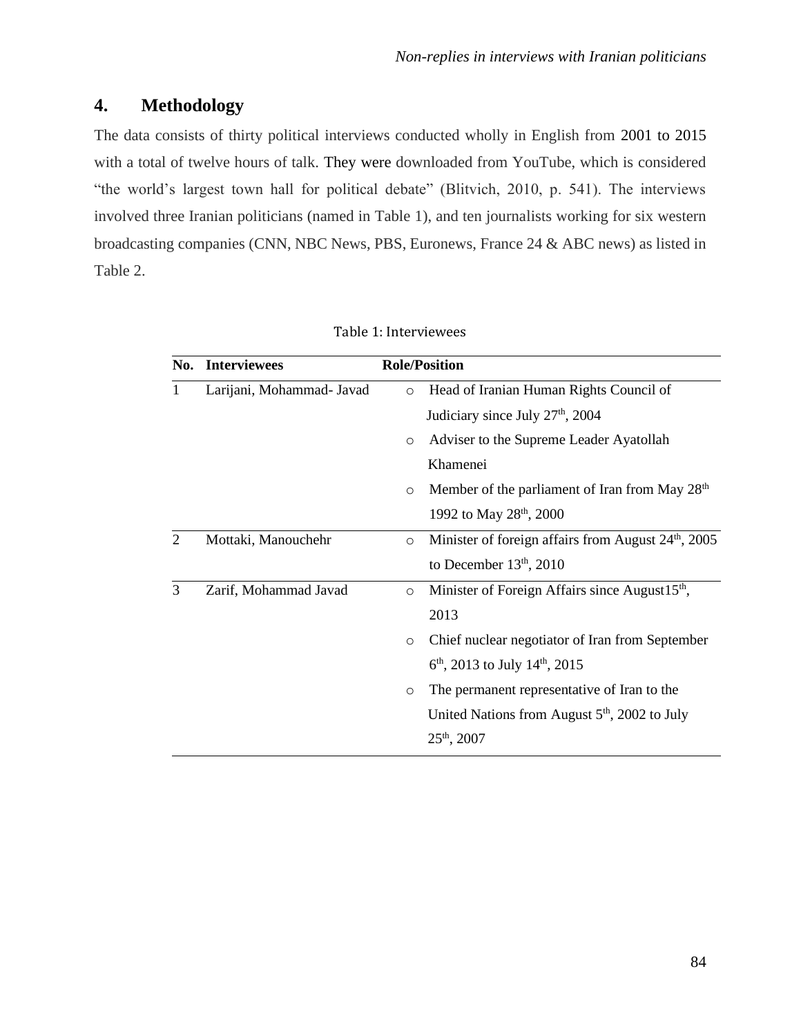## 4. Methodology

The data consists of thirty political interviews conducted wholly in English from 2001 to 2015 with a total of twelve hours of talk. They were downloaded from YouTube, which is considered "the world's largest town hall for political debate" (Blitvich, 2010, p. 541). The interviews involved three Iranian politicians (named in Table 1), and ten journalists working for six western broadcasting companies (CNN, NBC News, PBS, Euronews, France 24 & ABC news) as listed in Table 2.

Table 1: Interviewees

| No. | Interviewees | Role/Position |
|---|---|---|
| 1 | Larijani, Mohammad- Javad | ○ Head of Iranian Human Rights Council of Judiciary since July 27th, 2004<br>○ Adviser to the Supreme Leader Ayatollah Khamenei<br>○ Member of the parliament of Iran from May 28th 1992 to May 28th, 2000 |
| 2 | Mottaki, Manouchehr | ○ Minister of foreign affairs from August 24th, 2005 to December 13th, 2010 |
| 3 | Zarif, Mohammad Javad | ○ Minister of Foreign Affairs since August15th, 2013<br>○ Chief nuclear negotiator of Iran from September 6th, 2013 to July 14th, 2015<br>○ The permanent representative of Iran to the United Nations from August 5th, 2002 to July 25th, 2007 |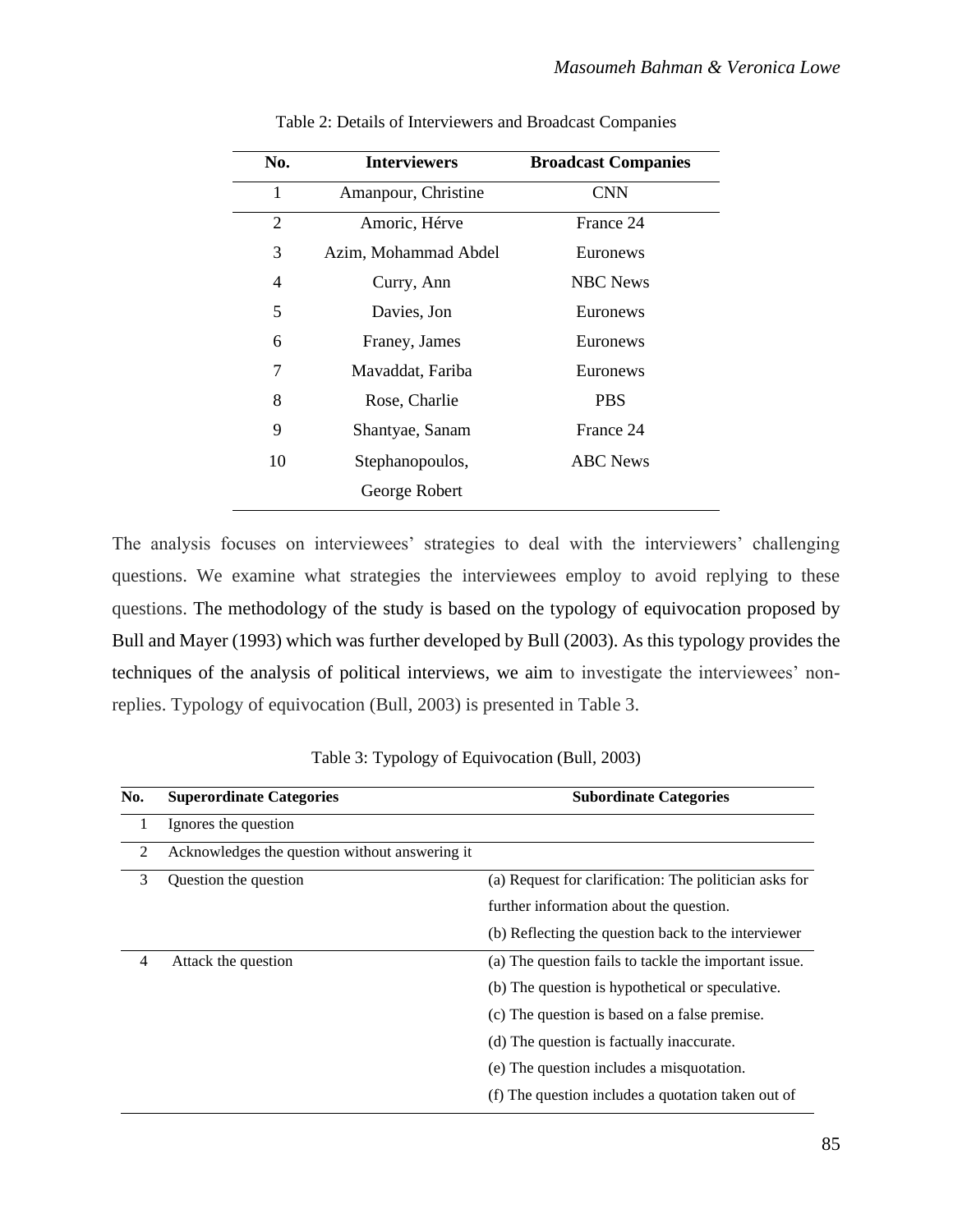Table 2: Details of Interviewers and Broadcast Companies

| No. | Interviewers | Broadcast Companies |
|---|---|---|
| 1 | Amanpour, Christine | CNN |
| 2 | Amoric, Hérve | France 24 |
| 3 | Azim, Mohammad Abdel | Euronews |
| 4 | Curry, Ann | NBC News |
| 5 | Davies, Jon | Euronews |
| 6 | Franey, James | Euronews |
| 7 | Mavaddat, Fariba | Euronews |
| 8 | Rose, Charlie | PBS |
| 9 | Shantyae, Sanam | France 24 |
| 10 | Stephanopoulos, George Robert | ABC News |

The analysis focuses on interviewees' strategies to deal with the interviewers' challenging questions. We examine what strategies the interviewees employ to avoid replying to these questions. The methodology of the study is based on the typology of equivocation proposed by Bull and Mayer (1993) which was further developed by Bull (2003). As this typology provides the techniques of the analysis of political interviews, we aim to investigate the interviewees' non-replies. Typology of equivocation (Bull, 2003) is presented in Table 3.

Table 3: Typology of Equivocation (Bull, 2003)

| No. | Superordinate Categories | Subordinate Categories |
|---|---|---|
| 1 | Ignores the question | |
| 2 | Acknowledges the question without answering it | |
| 3 | Question the question | (a) Request for clarification: The politician asks for further information about the question.<br>(b) Reflecting the question back to the interviewer |
| 4 | Attack the question | (a) The question fails to tackle the important issue.<br>(b) The question is hypothetical or speculative.<br>(c) The question is based on a false premise.<br>(d) The question is factually inaccurate.<br>(e) The question includes a misquotation.<br>(f) The question includes a quotation taken out of |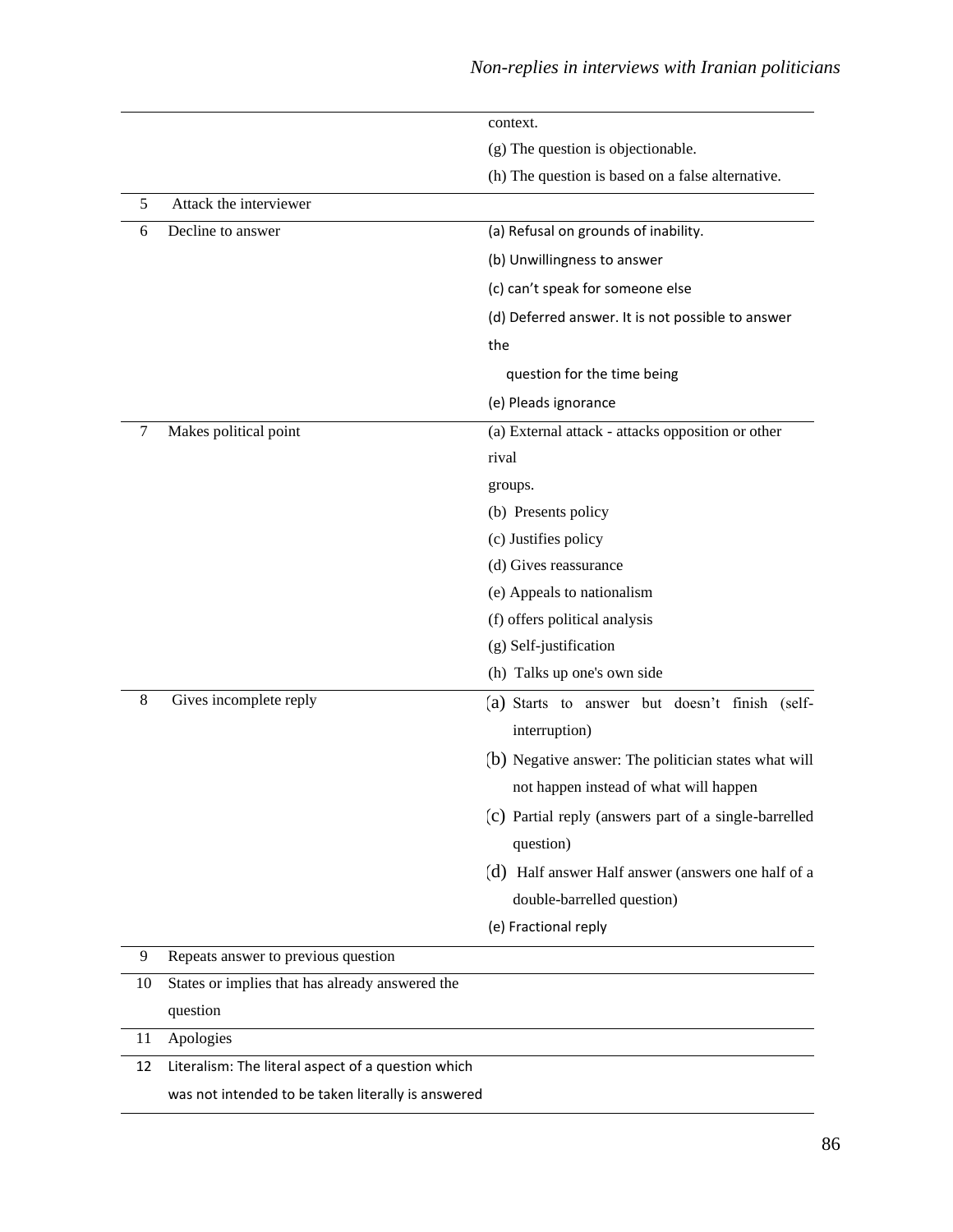| | | |
|---|---|---|
| | | context. |
| | | (g) The question is objectionable. |
| | | (h) The question is based on a false alternative. |
| 5 | Attack the interviewer | |
| 6 | Decline to answer | (a) Refusal on grounds of inability.<br>(b) Unwillingness to answer<br>(c) can't speak for someone else<br>(d) Deferred answer. It is not possible to answer the question for the time being<br>(e) Pleads ignorance |
| 7 | Makes political point | (a) External attack - attacks opposition or other rival groups.<br>(b) Presents policy<br>(c) Justifies policy<br>(d) Gives reassurance<br>(e) Appeals to nationalism<br>(f) offers political analysis<br>(g) Self-justification<br>(h) Talks up one's own side |
| 8 | Gives incomplete reply | (a) Starts to answer but doesn't finish (self-interruption)<br>(b) Negative answer: The politician states what will not happen instead of what will happen<br>(c) Partial reply (answers part of a single-barrelled question)<br>(d) Half answer Half answer (answers one half of a double-barrelled question)<br>(e) Fractional reply |
| 9 | Repeats answer to previous question | |
| 10 | States or implies that has already answered the question | |
| 11 | Apologies | |
| 12 | Literalism: The literal aspect of a question which was not intended to be taken literally is answered | |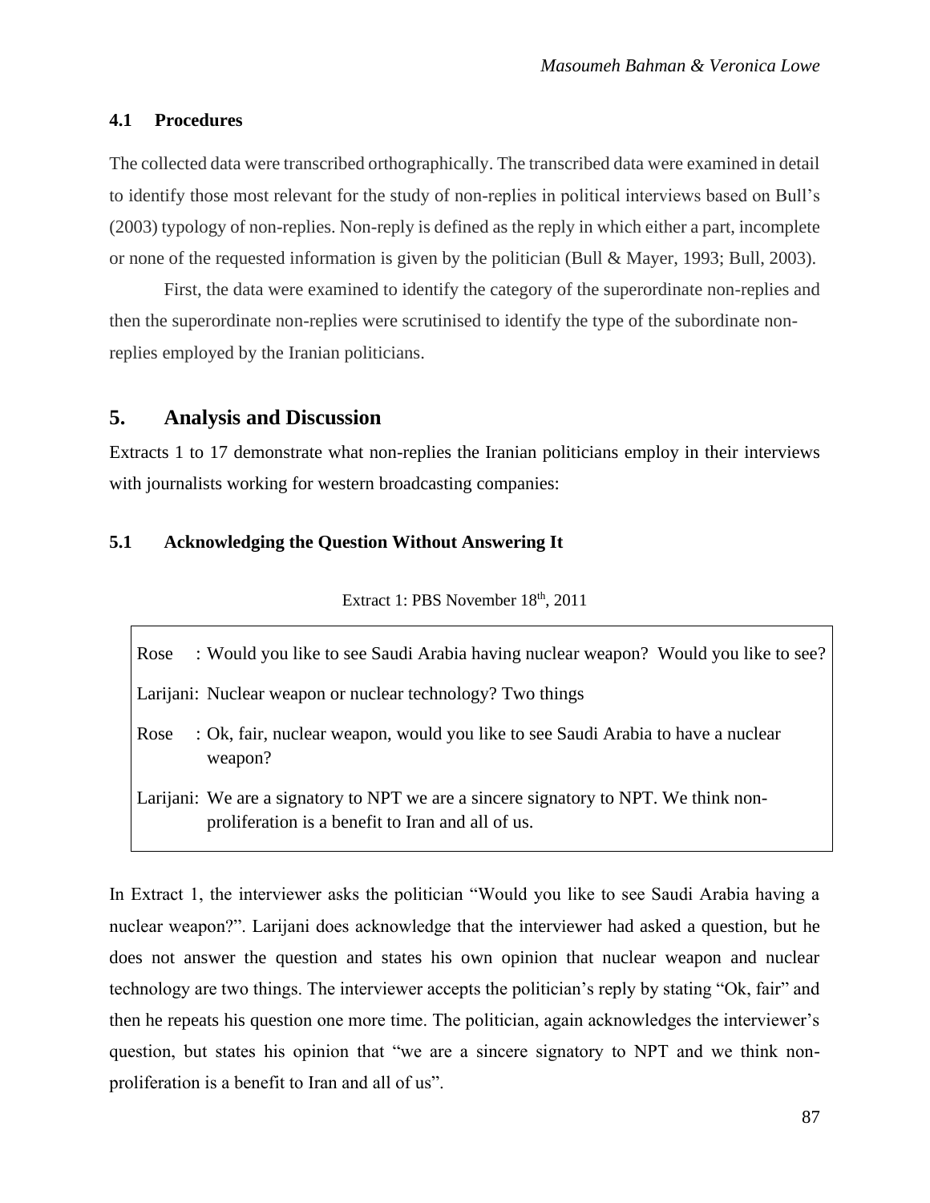### 4.1 Procedures

The collected data were transcribed orthographically. The transcribed data were examined in detail to identify those most relevant for the study of non-replies in political interviews based on Bull's (2003) typology of non-replies. Non-reply is defined as the reply in which either a part, incomplete or none of the requested information is given by the politician (Bull & Mayer, 1993; Bull, 2003).

First, the data were examined to identify the category of the superordinate non-replies and then the superordinate non-replies were scrutinised to identify the type of the subordinate non-replies employed by the Iranian politicians.

## 5. Analysis and Discussion

Extracts 1 to 17 demonstrate what non-replies the Iranian politicians employ in their interviews with journalists working for western broadcasting companies:

### 5.1 Acknowledging the Question Without Answering It

Extract 1: PBS November 18th, 2011

| | |
|---|---|
| Rose | : Would you like to see Saudi Arabia having nuclear weapon? Would you like to see? |
| Larijani: | Nuclear weapon or nuclear technology? Two things |
| Rose | : Ok, fair, nuclear weapon, would you like to see Saudi Arabia to have a nuclear weapon? |
| Larijani: | We are a signatory to NPT we are a sincere signatory to NPT. We think non-proliferation is a benefit to Iran and all of us. |

In Extract 1, the interviewer asks the politician "Would you like to see Saudi Arabia having a nuclear weapon?". Larijani does acknowledge that the interviewer had asked a question, but he does not answer the question and states his own opinion that nuclear weapon and nuclear technology are two things. The interviewer accepts the politician's reply by stating "Ok, fair" and then he repeats his question one more time. The politician, again acknowledges the interviewer's question, but states his opinion that "we are a sincere signatory to NPT and we think non-proliferation is a benefit to Iran and all of us".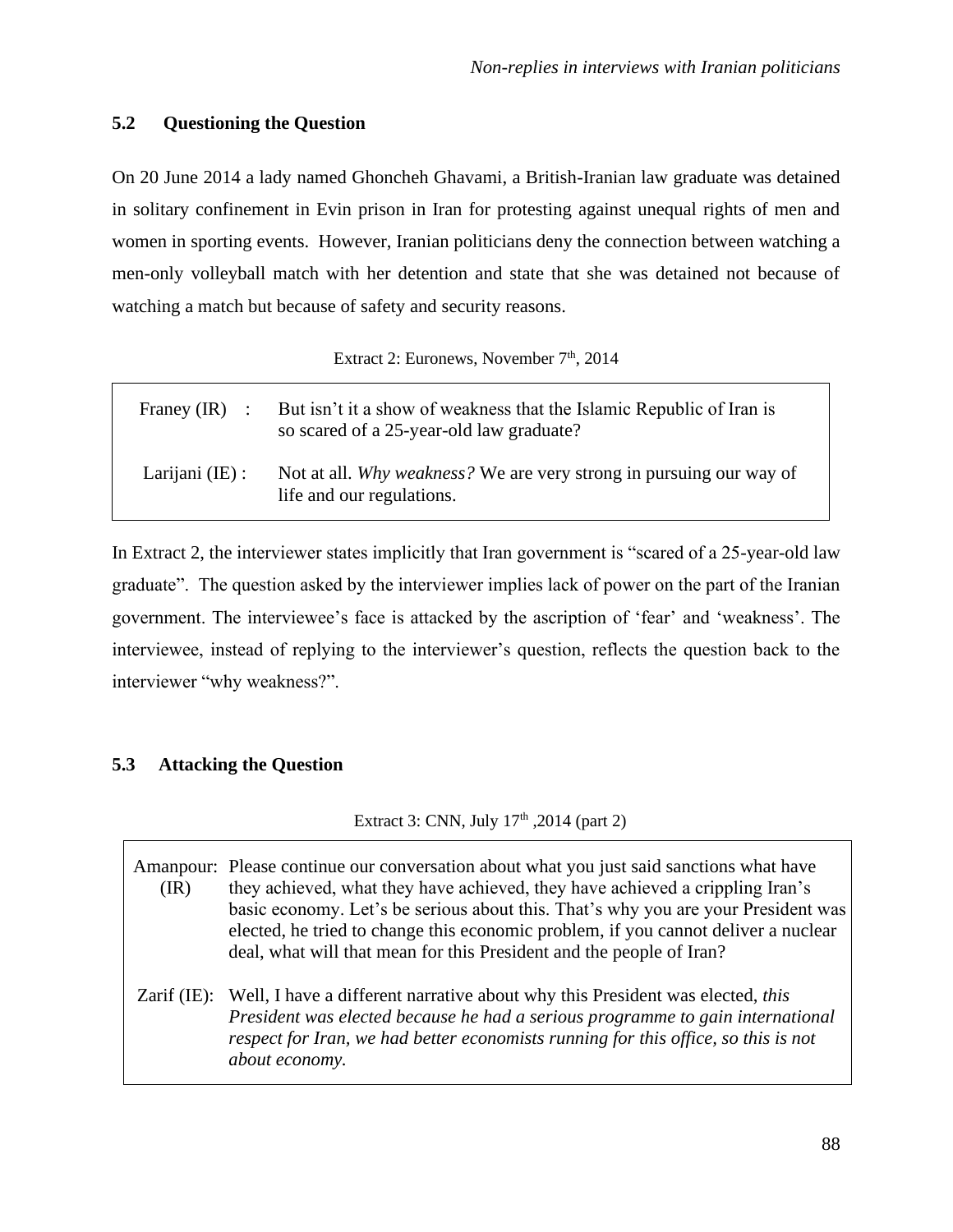## 5.2 Questioning the Question

On 20 June 2014 a lady named Ghoncheh Ghavami, a British-Iranian law graduate was detained in solitary confinement in Evin prison in Iran for protesting against unequal rights of men and women in sporting events. However, Iranian politicians deny the connection between watching a men-only volleyball match with her detention and state that she was detained not because of watching a match but because of safety and security reasons.

Extract 2: Euronews, November 7th, 2014

| | |
|---|---|
| Franey (IR) : | But isn't it a show of weakness that the Islamic Republic of Iran is so scared of a 25-year-old law graduate? |
| Larijani (IE) : | Not at all. *Why weakness?* We are very strong in pursuing our way of life and our regulations. |

In Extract 2, the interviewer states implicitly that Iran government is "scared of a 25-year-old law graduate". The question asked by the interviewer implies lack of power on the part of the Iranian government. The interviewee's face is attacked by the ascription of 'fear' and 'weakness'. The interviewee, instead of replying to the interviewer's question, reflects the question back to the interviewer "why weakness?".

## 5.3 Attacking the Question

Extract 3: CNN, July 17th ,2014 (part 2)

| | |
|---|---|
| Amanpour: (IR) | Please continue our conversation about what you just said sanctions what have they achieved, what they have achieved, they have achieved a crippling Iran's basic economy. Let's be serious about this. That's why you are your President was elected, he tried to change this economic problem, if you cannot deliver a nuclear deal, what will that mean for this President and the people of Iran? |
| Zarif (IE): | Well, I have a different narrative about why this President was elected, *this President was elected because he had a serious programme to gain international respect for Iran, we had better economists running for this office, so this is not about economy.* |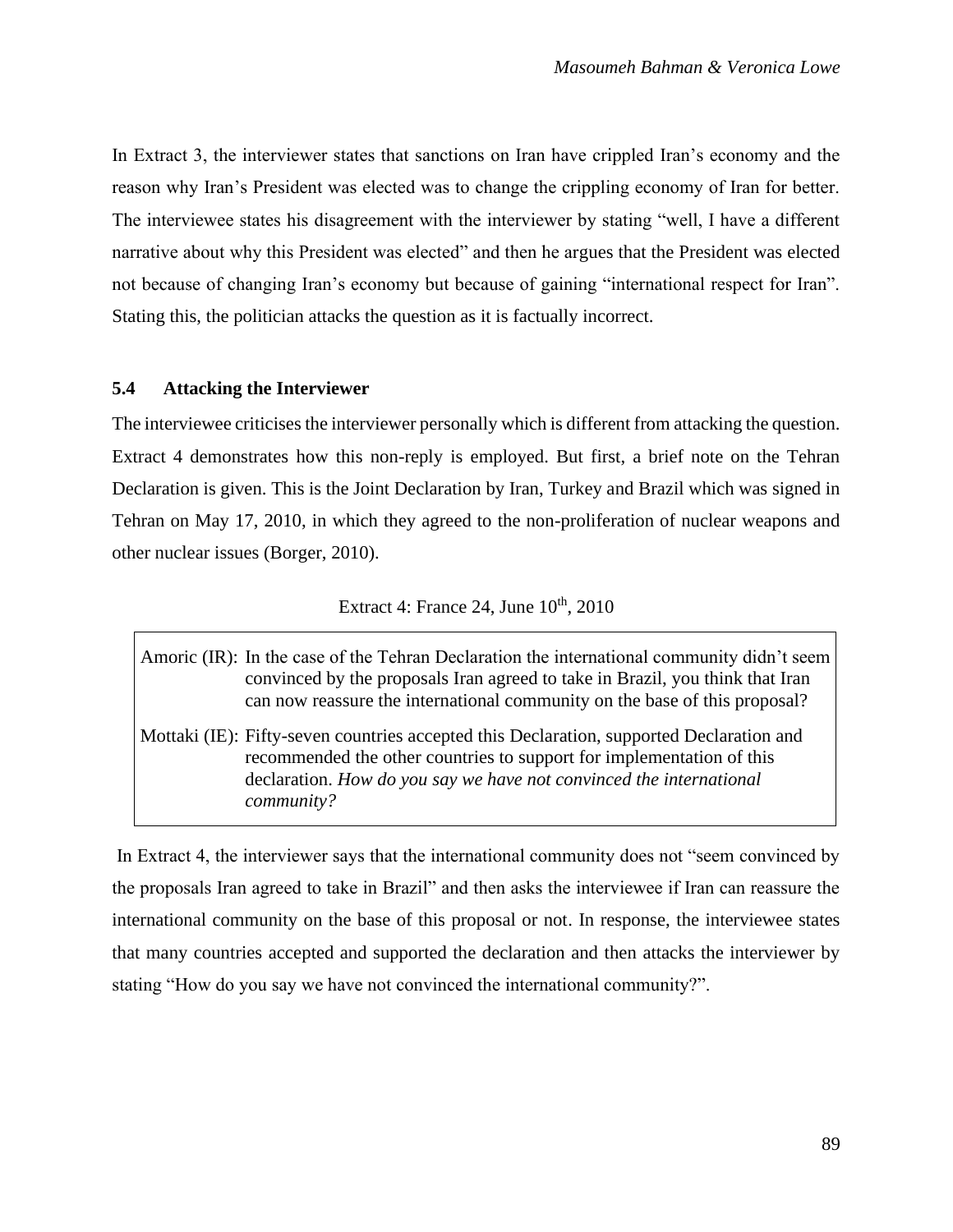In Extract 3, the interviewer states that sanctions on Iran have crippled Iran's economy and the reason why Iran's President was elected was to change the crippling economy of Iran for better. The interviewee states his disagreement with the interviewer by stating "well, I have a different narrative about why this President was elected" and then he argues that the President was elected not because of changing Iran's economy but because of gaining "international respect for Iran". Stating this, the politician attacks the question as it is factually incorrect.

### 5.4 Attacking the Interviewer

The interviewee criticises the interviewer personally which is different from attacking the question. Extract 4 demonstrates how this non-reply is employed. But first, a brief note on the Tehran Declaration is given. This is the Joint Declaration by Iran, Turkey and Brazil which was signed in Tehran on May 17, 2010, in which they agreed to the non-proliferation of nuclear weapons and other nuclear issues (Borger, 2010).

Extract 4: France 24, June 10th, 2010

| | |
|---|---|
| Amoric (IR): | In the case of the Tehran Declaration the international community didn't seem convinced by the proposals Iran agreed to take in Brazil, you think that Iran can now reassure the international community on the base of this proposal? |
| Mottaki (IE): | Fifty-seven countries accepted this Declaration, supported Declaration and recommended the other countries to support for implementation of this declaration. *How do you say we have not convinced the international community?* |

In Extract 4, the interviewer says that the international community does not "seem convinced by the proposals Iran agreed to take in Brazil" and then asks the interviewee if Iran can reassure the international community on the base of this proposal or not. In response, the interviewee states that many countries accepted and supported the declaration and then attacks the interviewer by stating "How do you say we have not convinced the international community?".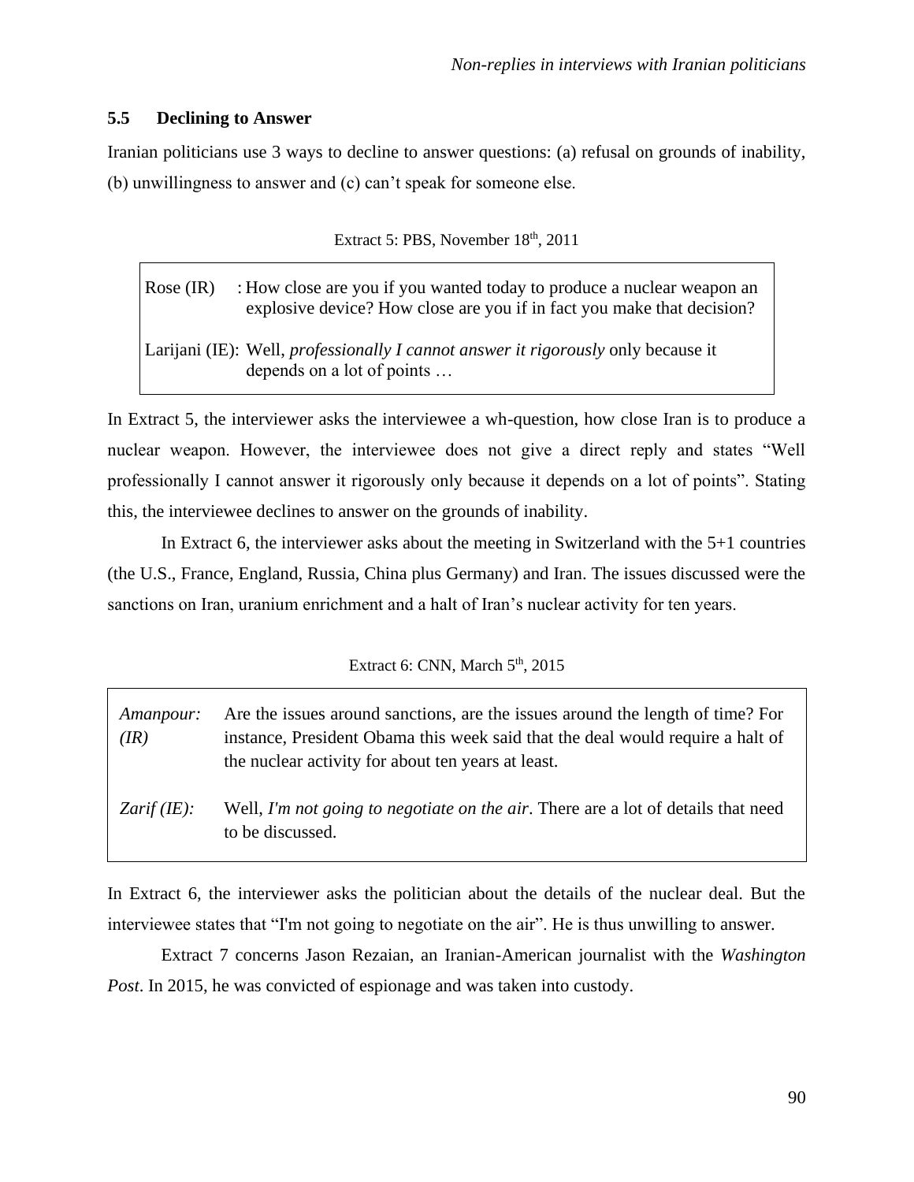### 5.5 Declining to Answer

Iranian politicians use 3 ways to decline to answer questions: (a) refusal on grounds of inability, (b) unwillingness to answer and (c) can't speak for someone else.

Extract 5: PBS, November 18th, 2011

| | |
|---|---|
| Rose (IR) | : How close are you if you wanted today to produce a nuclear weapon an explosive device? How close are you if in fact you make that decision? |
| Larijani (IE): | Well, *professionally I cannot answer it rigorously* only because it depends on a lot of points … |

In Extract 5, the interviewer asks the interviewee a wh-question, how close Iran is to produce a nuclear weapon. However, the interviewee does not give a direct reply and states "Well professionally I cannot answer it rigorously only because it depends on a lot of points". Stating this, the interviewee declines to answer on the grounds of inability.

In Extract 6, the interviewer asks about the meeting in Switzerland with the 5+1 countries (the U.S., France, England, Russia, China plus Germany) and Iran. The issues discussed were the sanctions on Iran, uranium enrichment and a halt of Iran's nuclear activity for ten years.

Extract 6: CNN, March 5th, 2015

| | |
|---|---|
| *Amanpour: (IR)* | Are the issues around sanctions, are the issues around the length of time? For instance, President Obama this week said that the deal would require a halt of the nuclear activity for about ten years at least. |
| *Zarif (IE):* | Well, *I'm not going to negotiate on the air*. There are a lot of details that need to be discussed. |

In Extract 6, the interviewer asks the politician about the details of the nuclear deal. But the interviewee states that "I'm not going to negotiate on the air". He is thus unwilling to answer.

Extract 7 concerns Jason Rezaian, an Iranian-American journalist with the *Washington Post*. In 2015, he was convicted of espionage and was taken into custody.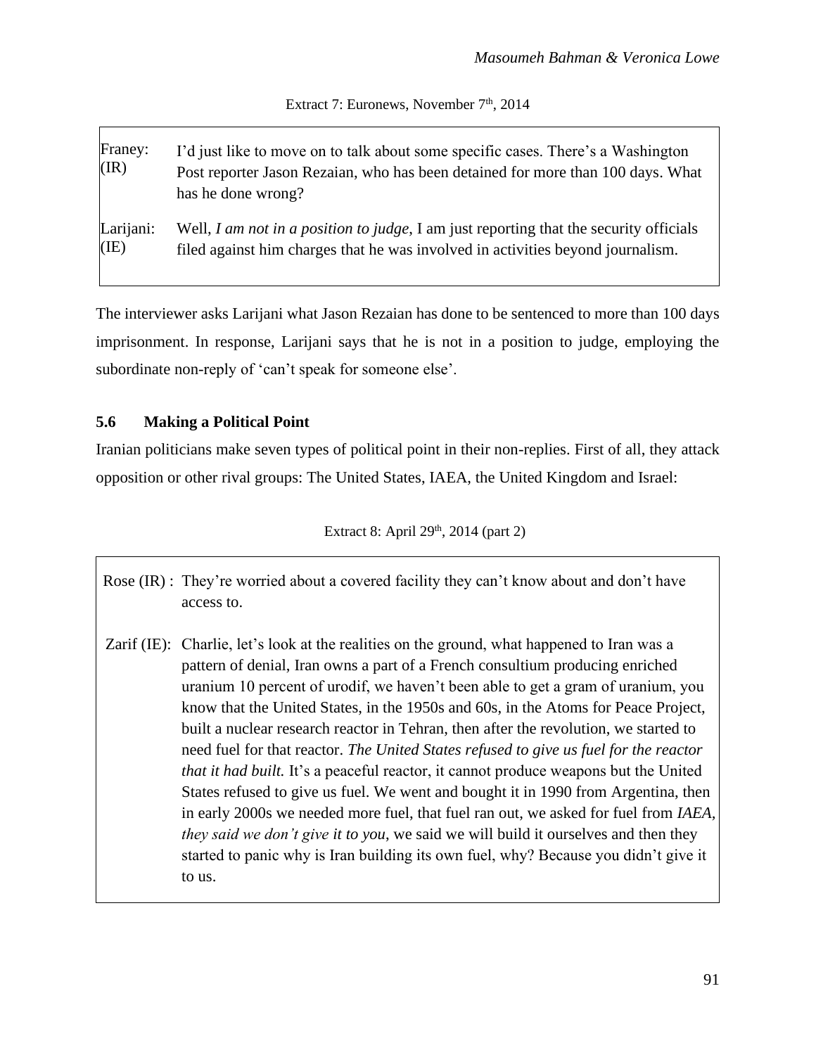Extract 7: Euronews, November 7th, 2014

| | |
|---|---|
| Franey: (IR) | I'd just like to move on to talk about some specific cases. There's a Washington Post reporter Jason Rezaian, who has been detained for more than 100 days. What has he done wrong? |
| Larijani: (IE) | Well, *I am not in a position to judge*, I am just reporting that the security officials filed against him charges that he was involved in activities beyond journalism. |

The interviewer asks Larijani what Jason Rezaian has done to be sentenced to more than 100 days imprisonment. In response, Larijani says that he is not in a position to judge, employing the subordinate non-reply of 'can't speak for someone else'.

### 5.6 Making a Political Point

Iranian politicians make seven types of political point in their non-replies. First of all, they attack opposition or other rival groups: The United States, IAEA, the United Kingdom and Israel:

Extract 8: April 29th, 2014 (part 2)

| | |
|---|---|
| Rose (IR) : | They're worried about a covered facility they can't know about and don't have access to. |
| Zarif (IE): | Charlie, let's look at the realities on the ground, what happened to Iran was a pattern of denial, Iran owns a part of a French consultium producing enriched uranium 10 percent of urodif, we haven't been able to get a gram of uranium, you know that the United States, in the 1950s and 60s, in the Atoms for Peace Project, built a nuclear research reactor in Tehran, then after the revolution, we started to need fuel for that reactor. *The United States refused to give us fuel for the reactor that it had built.* It's a peaceful reactor, it cannot produce weapons but the United States refused to give us fuel. We went and bought it in 1990 from Argentina, then in early 2000s we needed more fuel, that fuel ran out, we asked for fuel from *IAEA, they said we don't give it to you*, we said we will build it ourselves and then they started to panic why is Iran building its own fuel, why? Because you didn't give it to us. |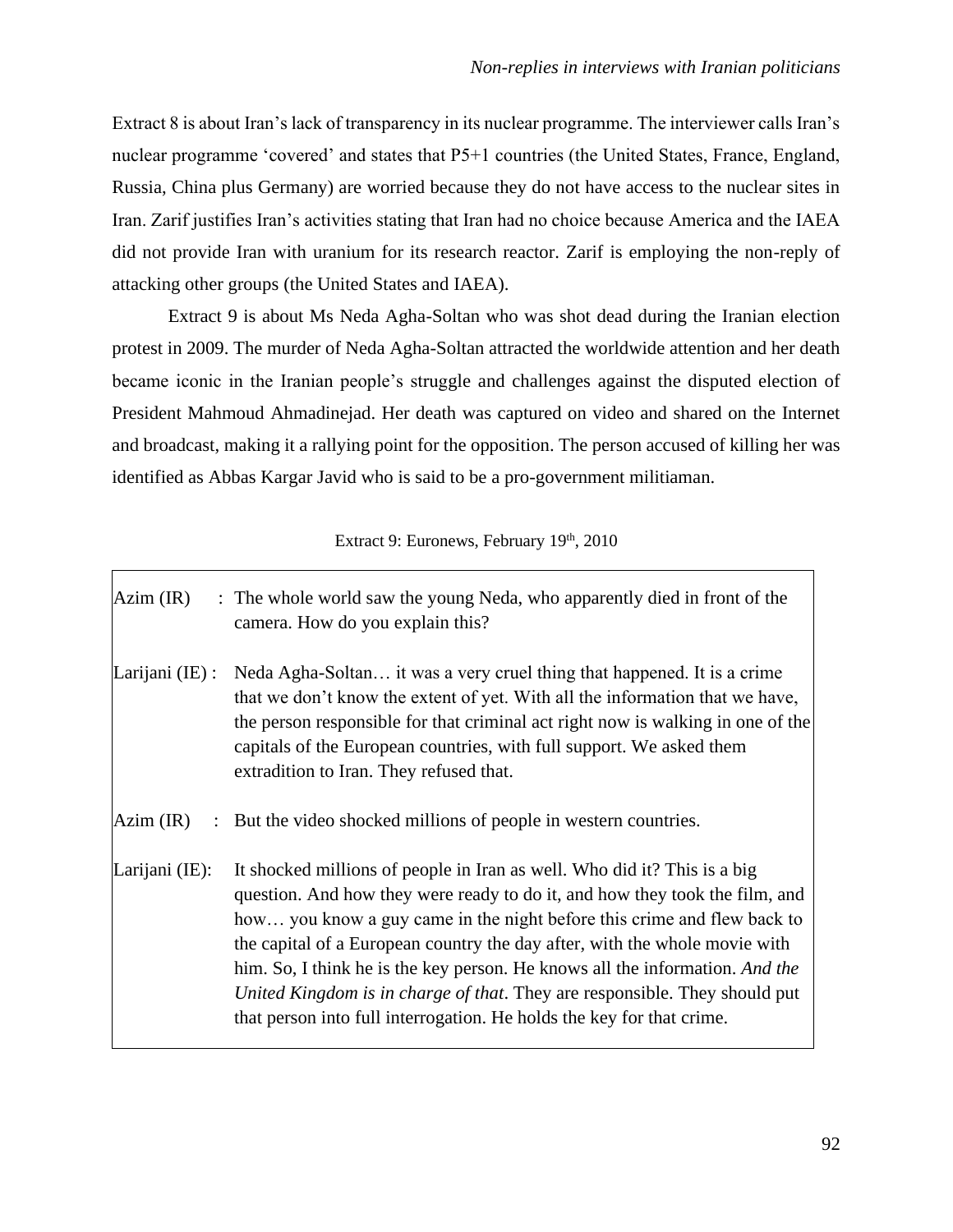Extract 8 is about Iran's lack of transparency in its nuclear programme. The interviewer calls Iran's nuclear programme 'covered' and states that P5+1 countries (the United States, France, England, Russia, China plus Germany) are worried because they do not have access to the nuclear sites in Iran. Zarif justifies Iran's activities stating that Iran had no choice because America and the IAEA did not provide Iran with uranium for its research reactor. Zarif is employing the non-reply of attacking other groups (the United States and IAEA).

Extract 9 is about Ms Neda Agha-Soltan who was shot dead during the Iranian election protest in 2009. The murder of Neda Agha-Soltan attracted the worldwide attention and her death became iconic in the Iranian people's struggle and challenges against the disputed election of President Mahmoud Ahmadinejad. Her death was captured on video and shared on the Internet and broadcast, making it a rallying point for the opposition. The person accused of killing her was identified as Abbas Kargar Javid who is said to be a pro-government militiaman.

Extract 9: Euronews, February 19th, 2010

| | |
|---|---|
| Azim (IR) : | The whole world saw the young Neda, who apparently died in front of the camera. How do you explain this? |
| Larijani (IE) : | Neda Agha-Soltan… it was a very cruel thing that happened. It is a crime that we don't know the extent of yet. With all the information that we have, the person responsible for that criminal act right now is walking in one of the capitals of the European countries, with full support. We asked them extradition to Iran. They refused that. |
| Azim (IR) : | But the video shocked millions of people in western countries. |
| Larijani (IE): | It shocked millions of people in Iran as well. Who did it? This is a big question. And how they were ready to do it, and how they took the film, and how… you know a guy came in the night before this crime and flew back to the capital of a European country the day after, with the whole movie with him. So, I think he is the key person. He knows all the information. *And the United Kingdom is in charge of that*. They are responsible. They should put that person into full interrogation. He holds the key for that crime. |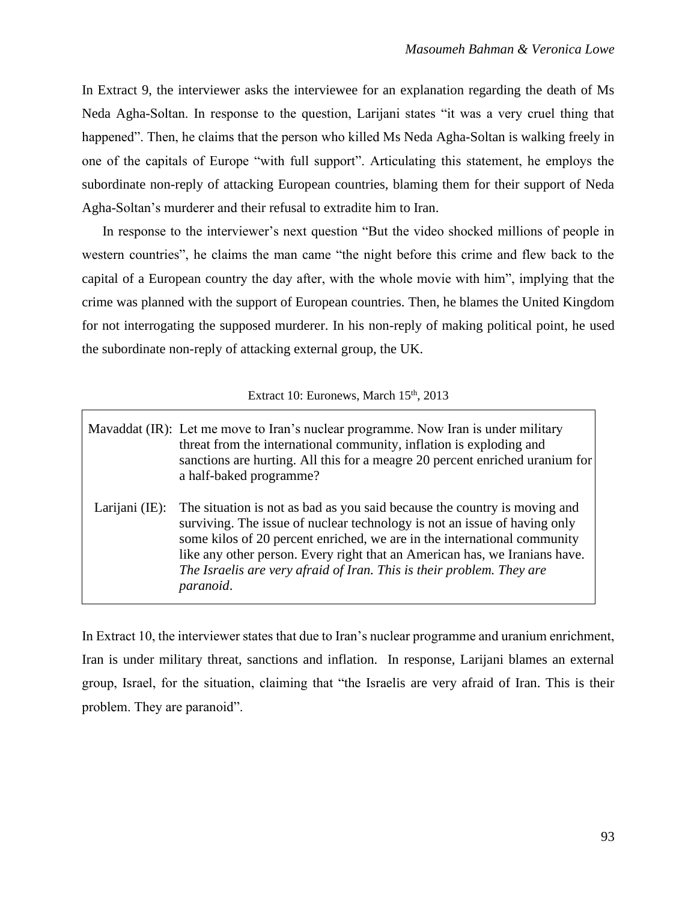In Extract 9, the interviewer asks the interviewee for an explanation regarding the death of Ms Neda Agha-Soltan. In response to the question, Larijani states "it was a very cruel thing that happened". Then, he claims that the person who killed Ms Neda Agha-Soltan is walking freely in one of the capitals of Europe "with full support". Articulating this statement, he employs the subordinate non-reply of attacking European countries, blaming them for their support of Neda Agha-Soltan's murderer and their refusal to extradite him to Iran.

In response to the interviewer's next question "But the video shocked millions of people in western countries", he claims the man came "the night before this crime and flew back to the capital of a European country the day after, with the whole movie with him", implying that the crime was planned with the support of European countries. Then, he blames the United Kingdom for not interrogating the supposed murderer. In his non-reply of making political point, he used the subordinate non-reply of attacking external group, the UK.

Extract 10: Euronews, March 15th, 2013

| | |
|---|---|
| Mavaddat (IR): | Let me move to Iran's nuclear programme. Now Iran is under military threat from the international community, inflation is exploding and sanctions are hurting. All this for a meagre 20 percent enriched uranium for a half-baked programme? |
| Larijani (IE): | The situation is not as bad as you said because the country is moving and surviving. The issue of nuclear technology is not an issue of having only some kilos of 20 percent enriched, we are in the international community like any other person. Every right that an American has, we Iranians have. *The Israelis are very afraid of Iran. This is their problem. They are paranoid*. |

In Extract 10, the interviewer states that due to Iran's nuclear programme and uranium enrichment, Iran is under military threat, sanctions and inflation. In response, Larijani blames an external group, Israel, for the situation, claiming that "the Israelis are very afraid of Iran. This is their problem. They are paranoid".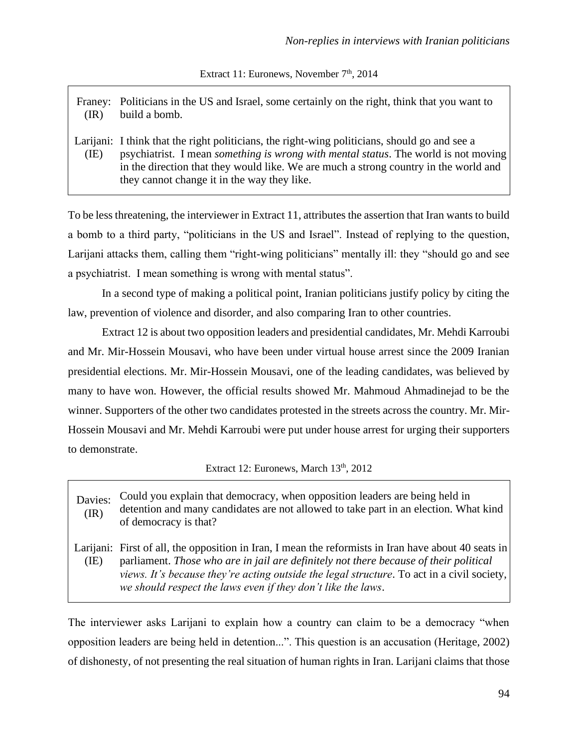Extract 11: Euronews, November 7th, 2014

| | |
|---|---|
| Franey: (IR) | Politicians in the US and Israel, some certainly on the right, think that you want to build a bomb. |
| Larijani: (IE) | I think that the right politicians, the right-wing politicians, should go and see a psychiatrist. I mean *something is wrong with mental status*. The world is not moving in the direction that they would like. We are much a strong country in the world and they cannot change it in the way they like. |

To be less threatening, the interviewer in Extract 11, attributes the assertion that Iran wants to build a bomb to a third party, "politicians in the US and Israel". Instead of replying to the question, Larijani attacks them, calling them "right-wing politicians" mentally ill: they "should go and see a psychiatrist. I mean something is wrong with mental status".

In a second type of making a political point, Iranian politicians justify policy by citing the law, prevention of violence and disorder, and also comparing Iran to other countries.

Extract 12 is about two opposition leaders and presidential candidates, Mr. Mehdi Karroubi and Mr. Mir-Hossein Mousavi, who have been under virtual house arrest since the 2009 Iranian presidential elections. Mr. Mir-Hossein Mousavi, one of the leading candidates, was believed by many to have won. However, the official results showed Mr. Mahmoud Ahmadinejad to be the winner. Supporters of the other two candidates protested in the streets across the country. Mr. Mir-Hossein Mousavi and Mr. Mehdi Karroubi were put under house arrest for urging their supporters to demonstrate.

Extract 12: Euronews, March 13th, 2012

| | |
|---|---|
| Davies: (IR) | Could you explain that democracy, when opposition leaders are being held in detention and many candidates are not allowed to take part in an election. What kind of democracy is that? |
| Larijani: (IE) | First of all, the opposition in Iran, I mean the reformists in Iran have about 40 seats in parliament. *Those who are in jail are definitely not there because of their political views. It's because they're acting outside the legal structure*. To act in a civil society, *we should respect the laws even if they don't like the laws*. |

The interviewer asks Larijani to explain how a country can claim to be a democracy "when opposition leaders are being held in detention...". This question is an accusation (Heritage, 2002) of dishonesty, of not presenting the real situation of human rights in Iran. Larijani claims that those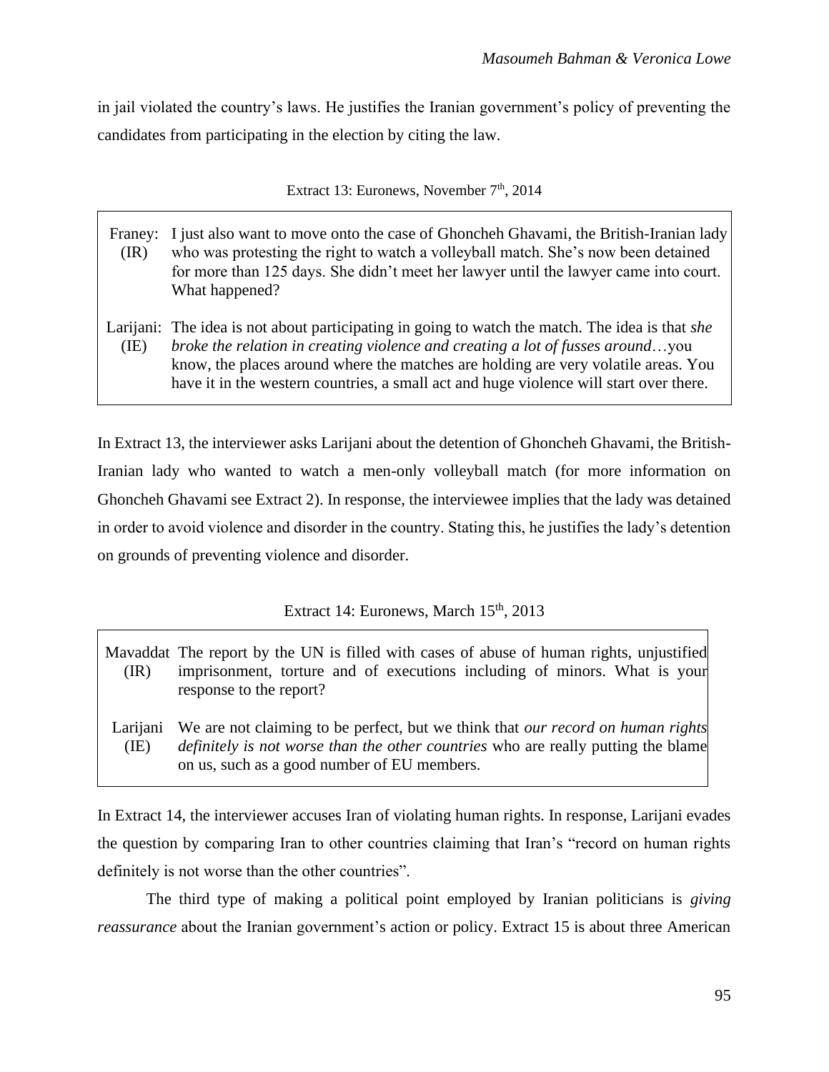in jail violated the country's laws. He justifies the Iranian government's policy of preventing the candidates from participating in the election by citing the law.

Extract 13: Euronews, November 7th, 2014

| | |
|---|---|
| Franey: (IR) | I just also want to move onto the case of Ghoncheh Ghavami, the British-Iranian lady who was protesting the right to watch a volleyball match. She's now been detained for more than 125 days. She didn't meet her lawyer until the lawyer came into court. What happened? |
| Larijani: (IE) | The idea is not about participating in going to watch the match. The idea is that *she broke the relation in creating violence and creating a lot of fusses around*…you know, the places around where the matches are holding are very volatile areas. You have it in the western countries, a small act and huge violence will start over there. |

In Extract 13, the interviewer asks Larijani about the detention of Ghoncheh Ghavami, the British-Iranian lady who wanted to watch a men-only volleyball match (for more information on Ghoncheh Ghavami see Extract 2). In response, the interviewee implies that the lady was detained in order to avoid violence and disorder in the country. Stating this, he justifies the lady's detention on grounds of preventing violence and disorder.

Extract 14: Euronews, March 15th, 2013

| | |
|---|---|
| Mavaddat (IR) | The report by the UN is filled with cases of abuse of human rights, unjustified imprisonment, torture and of executions including of minors. What is your response to the report? |
| Larijani (IE) | We are not claiming to be perfect, but we think that *our record on human rights definitely is not worse than the other countries* who are really putting the blame on us, such as a good number of EU members. |

In Extract 14, the interviewer accuses Iran of violating human rights. In response, Larijani evades the question by comparing Iran to other countries claiming that Iran's "record on human rights definitely is not worse than the other countries".

The third type of making a political point employed by Iranian politicians is *giving reassurance* about the Iranian government's action or policy. Extract 15 is about three American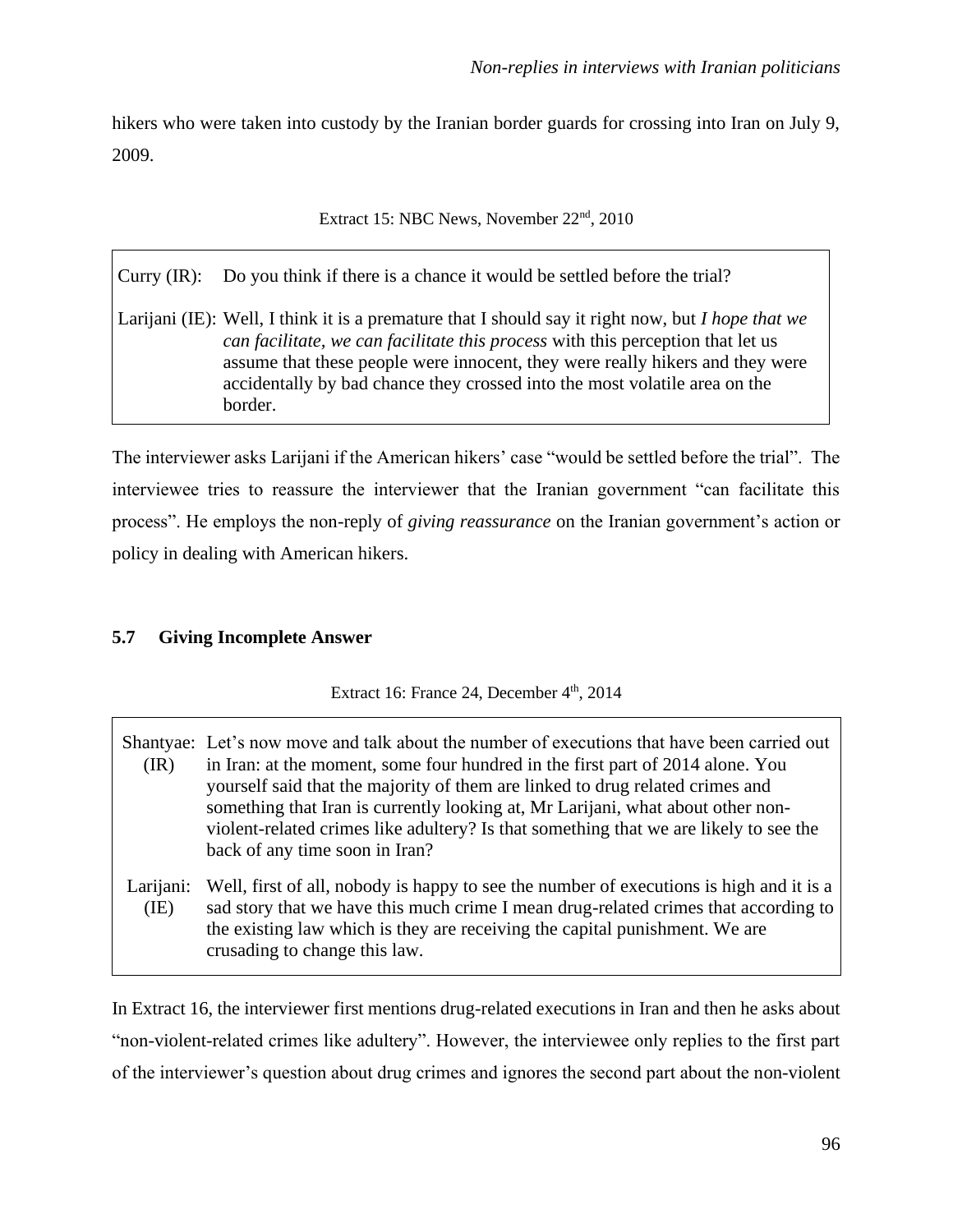hikers who were taken into custody by the Iranian border guards for crossing into Iran on July 9, 2009.

Extract 15: NBC News, November 22nd, 2010

| | |
|---|---|
| Curry (IR): | Do you think if there is a chance it would be settled before the trial? |
| Larijani (IE): | Well, I think it is a premature that I should say it right now, but *I hope that we can facilitate, we can facilitate this process* with this perception that let us assume that these people were innocent, they were really hikers and they were accidentally by bad chance they crossed into the most volatile area on the border. |

The interviewer asks Larijani if the American hikers' case "would be settled before the trial". The interviewee tries to reassure the interviewer that the Iranian government "can facilitate this process". He employs the non-reply of *giving reassurance* on the Iranian government's action or policy in dealing with American hikers.

## 5.7 Giving Incomplete Answer

Extract 16: France 24, December 4th, 2014

| | |
|---|---|
| Shantyae: (IR) | Let's now move and talk about the number of executions that have been carried out in Iran: at the moment, some four hundred in the first part of 2014 alone. You yourself said that the majority of them are linked to drug related crimes and something that Iran is currently looking at, Mr Larijani, what about other non-violent-related crimes like adultery? Is that something that we are likely to see the back of any time soon in Iran? |
| Larijani: (IE) | Well, first of all, nobody is happy to see the number of executions is high and it is a sad story that we have this much crime I mean drug-related crimes that according to the existing law which is they are receiving the capital punishment. We are crusading to change this law. |

In Extract 16, the interviewer first mentions drug-related executions in Iran and then he asks about "non-violent-related crimes like adultery". However, the interviewee only replies to the first part of the interviewer's question about drug crimes and ignores the second part about the non-violent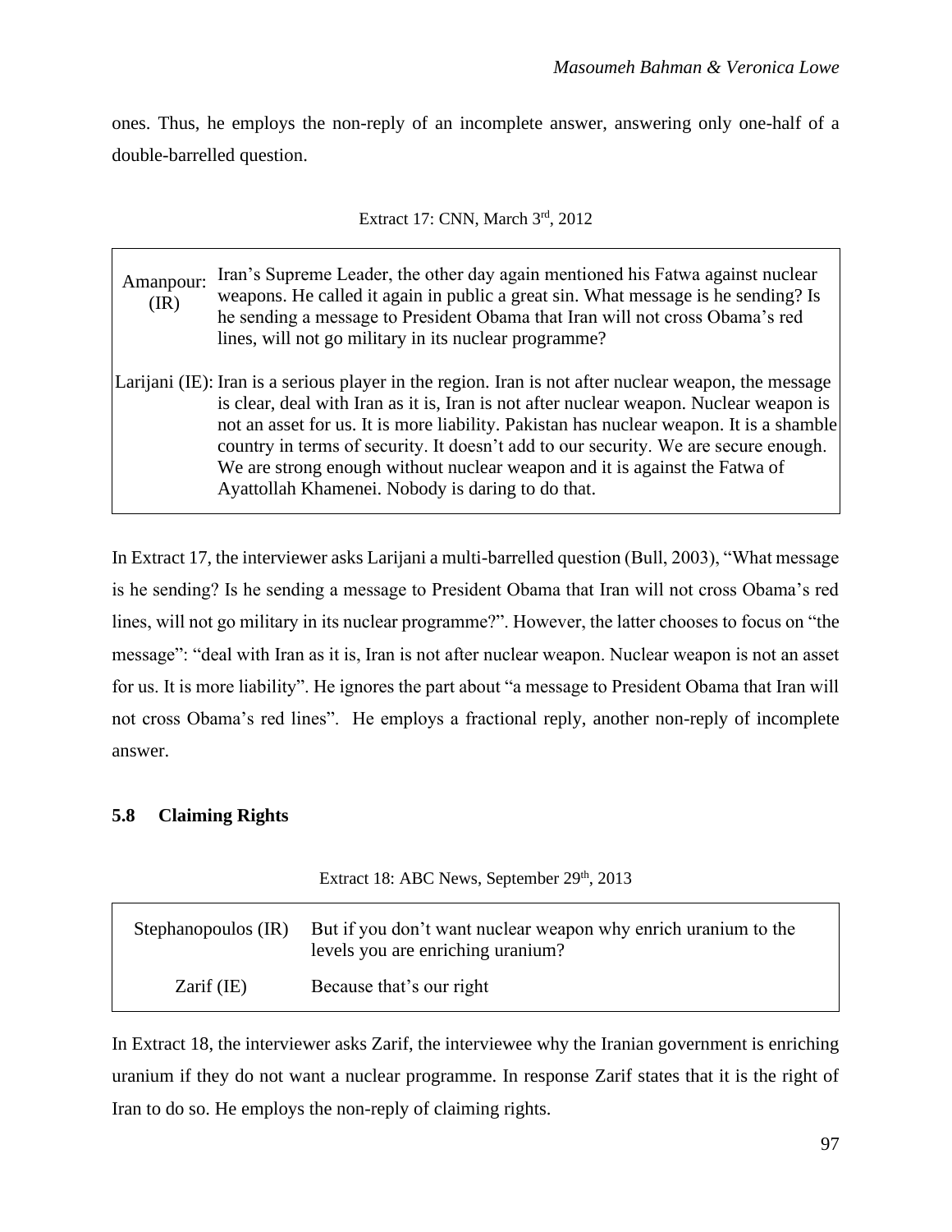ones. Thus, he employs the non-reply of an incomplete answer, answering only one-half of a double-barrelled question.

Extract 17: CNN, March 3rd, 2012

| | |
|---|---|
| Amanpour: (IR) | Iran's Supreme Leader, the other day again mentioned his Fatwa against nuclear weapons. He called it again in public a great sin. What message is he sending? Is he sending a message to President Obama that Iran will not cross Obama's red lines, will not go military in its nuclear programme? |
| Larijani (IE): | Iran is a serious player in the region. Iran is not after nuclear weapon, the message is clear, deal with Iran as it is, Iran is not after nuclear weapon. Nuclear weapon is not an asset for us. It is more liability. Pakistan has nuclear weapon. It is a shamble country in terms of security. It doesn't add to our security. We are secure enough. We are strong enough without nuclear weapon and it is against the Fatwa of Ayattollah Khamenei. Nobody is daring to do that. |

In Extract 17, the interviewer asks Larijani a multi-barrelled question (Bull, 2003), "What message is he sending? Is he sending a message to President Obama that Iran will not cross Obama's red lines, will not go military in its nuclear programme?". However, the latter chooses to focus on "the message": "deal with Iran as it is, Iran is not after nuclear weapon. Nuclear weapon is not an asset for us. It is more liability". He ignores the part about "a message to President Obama that Iran will not cross Obama's red lines". He employs a fractional reply, another non-reply of incomplete answer.

### 5.8 Claiming Rights

Extract 18: ABC News, September 29th, 2013

| | |
|---|---|
| Stephanopoulos (IR) | But if you don't want nuclear weapon why enrich uranium to the levels you are enriching uranium? |
| Zarif (IE) | Because that's our right |

In Extract 18, the interviewer asks Zarif, the interviewee why the Iranian government is enriching uranium if they do not want a nuclear programme. In response Zarif states that it is the right of Iran to do so. He employs the non-reply of claiming rights.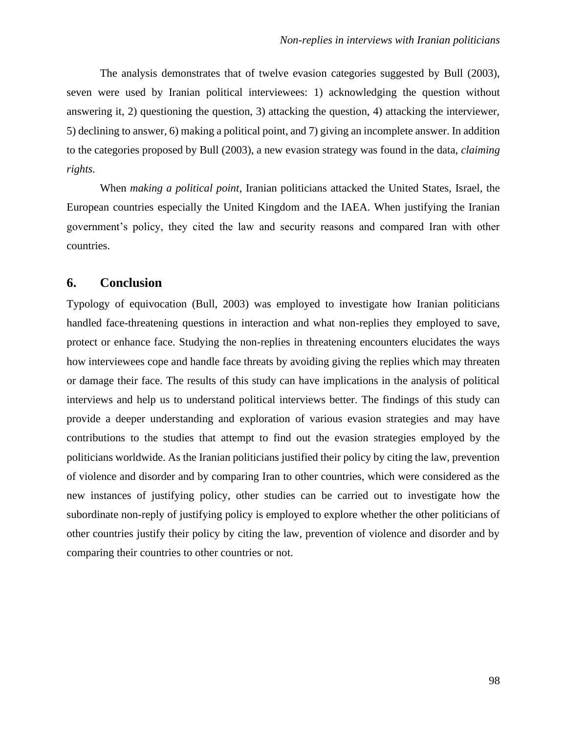The analysis demonstrates that of twelve evasion categories suggested by Bull (2003), seven were used by Iranian political interviewees: 1) acknowledging the question without answering it, 2) questioning the question, 3) attacking the question, 4) attacking the interviewer, 5) declining to answer, 6) making a political point, and 7) giving an incomplete answer. In addition to the categories proposed by Bull (2003), a new evasion strategy was found in the data, *claiming rights*.

When *making a political point*, Iranian politicians attacked the United States, Israel, the European countries especially the United Kingdom and the IAEA. When justifying the Iranian government's policy, they cited the law and security reasons and compared Iran with other countries.

## 6. Conclusion

Typology of equivocation (Bull, 2003) was employed to investigate how Iranian politicians handled face-threatening questions in interaction and what non-replies they employed to save, protect or enhance face. Studying the non-replies in threatening encounters elucidates the ways how interviewees cope and handle face threats by avoiding giving the replies which may threaten or damage their face. The results of this study can have implications in the analysis of political interviews and help us to understand political interviews better. The findings of this study can provide a deeper understanding and exploration of various evasion strategies and may have contributions to the studies that attempt to find out the evasion strategies employed by the politicians worldwide. As the Iranian politicians justified their policy by citing the law, prevention of violence and disorder and by comparing Iran to other countries, which were considered as the new instances of justifying policy, other studies can be carried out to investigate how the subordinate non-reply of justifying policy is employed to explore whether the other politicians of other countries justify their policy by citing the law, prevention of violence and disorder and by comparing their countries to other countries or not.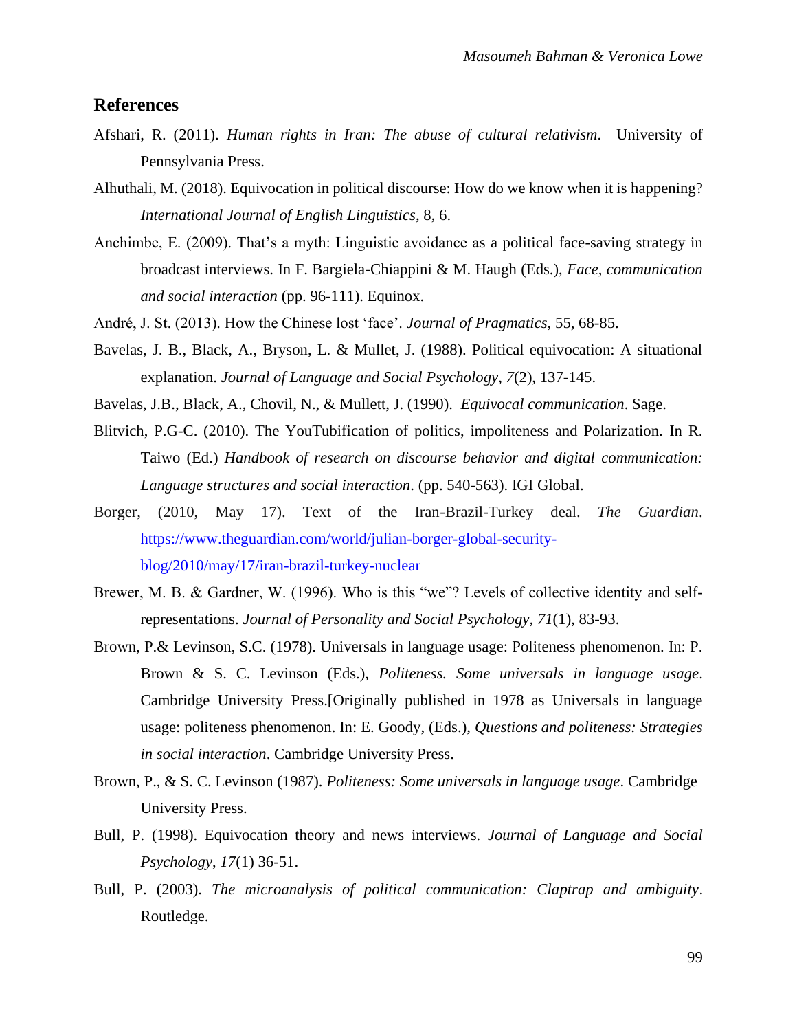## References

Afshari, R. (2011). *Human rights in Iran: The abuse of cultural relativism*. University of Pennsylvania Press.

Alhuthali, M. (2018). Equivocation in political discourse: How do we know when it is happening? *International Journal of English Linguistics*, 8, 6.

Anchimbe, E. (2009). That's a myth: Linguistic avoidance as a political face-saving strategy in broadcast interviews. In F. Bargiela-Chiappini & M. Haugh (Eds.), *Face, communication and social interaction* (pp. 96-111). Equinox.

André, J. St. (2013). How the Chinese lost 'face'. *Journal of Pragmatics*, 55, 68-85.

Bavelas, J. B., Black, A., Bryson, L. & Mullet, J. (1988). Political equivocation: A situational explanation. *Journal of Language and Social Psychology*, *7*(2), 137-145.

Bavelas, J.B., Black, A., Chovil, N., & Mullett, J. (1990). *Equivocal communication*. Sage.

Blitvich, P.G-C. (2010). The YouTubification of politics, impoliteness and Polarization. In R. Taiwo (Ed.) *Handbook of research on discourse behavior and digital communication: Language structures and social interaction*. (pp. 540-563). IGI Global.

Borger, (2010, May 17). Text of the Iran-Brazil-Turkey deal. *The Guardian*. https://www.theguardian.com/world/julian-borger-global-security-blog/2010/may/17/iran-brazil-turkey-nuclear

Brewer, M. B. & Gardner, W. (1996). Who is this "we"? Levels of collective identity and self-representations. *Journal of Personality and Social Psychology*, *71*(1), 83-93.

Brown, P.& Levinson, S.C. (1978). Universals in language usage: Politeness phenomenon. In: P. Brown & S. C. Levinson (Eds.), *Politeness. Some universals in language usage*. Cambridge University Press.[Originally published in 1978 as Universals in language usage: politeness phenomenon. In: E. Goody, (Eds.), *Questions and politeness: Strategies in social interaction*. Cambridge University Press.

Brown, P., & S. C. Levinson (1987). *Politeness: Some universals in language usage*. Cambridge University Press.

Bull, P. (1998). Equivocation theory and news interviews. *Journal of Language and Social Psychology*, *17*(1) 36-51.

Bull, P. (2003). *The microanalysis of political communication: Claptrap and ambiguity*. Routledge.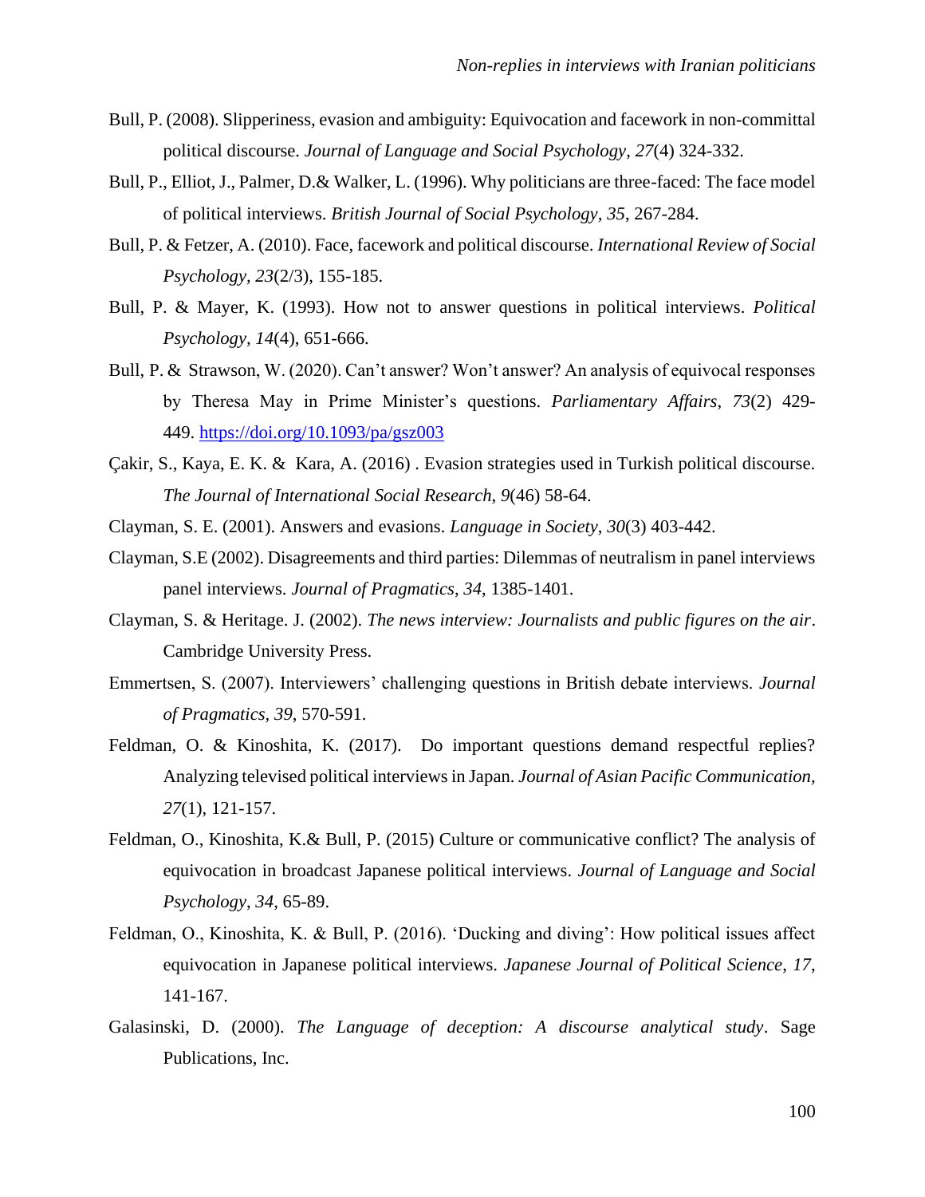Bull, P. (2008). Slipperiness, evasion and ambiguity: Equivocation and facework in non-committal political discourse. *Journal of Language and Social Psychology*, *27*(4) 324-332.

Bull, P., Elliot, J., Palmer, D.& Walker, L. (1996). Why politicians are three-faced: The face model of political interviews. *British Journal of Social Psychology*, *35*, 267-284.

Bull, P. & Fetzer, A. (2010). Face, facework and political discourse. *International Review of Social Psychology, 23*(2/3), 155-185.

Bull, P. & Mayer, K. (1993). How not to answer questions in political interviews. *Political Psychology, 14*(4), 651-666.

Bull, P. & Strawson, W. (2020). Can't answer? Won't answer? An analysis of equivocal responses by Theresa May in Prime Minister's questions. *Parliamentary Affairs*, *73*(2) 429-449. https://doi.org/10.1093/pa/gsz003

Çakir, S., Kaya, E. K. & Kara, A. (2016) . Evasion strategies used in Turkish political discourse. *The Journal of International Social Research*, *9*(46) 58-64.

Clayman, S. E. (2001). Answers and evasions. *Language in Society*, *30*(3) 403-442.

Clayman, S.E (2002). Disagreements and third parties: Dilemmas of neutralism in panel interviews panel interviews. *Journal of Pragmatics*, *34*, 1385-1401.

Clayman, S. & Heritage. J. (2002). *The news interview: Journalists and public figures on the air*. Cambridge University Press.

Emmertsen, S. (2007). Interviewers' challenging questions in British debate interviews. *Journal of Pragmatics, 39*, 570-591.

Feldman, O. & Kinoshita, K. (2017). Do important questions demand respectful replies? Analyzing televised political interviews in Japan. *Journal of Asian Pacific Communication, 27*(1), 121-157.

Feldman, O., Kinoshita, K.& Bull, P. (2015) Culture or communicative conflict? The analysis of equivocation in broadcast Japanese political interviews. *Journal of Language and Social Psychology*, *34*, 65-89.

Feldman, O., Kinoshita, K. & Bull, P. (2016). 'Ducking and diving': How political issues affect equivocation in Japanese political interviews. *Japanese Journal of Political Science*, *17*, 141-167.

Galasinski, D. (2000). *The Language of deception: A discourse analytical study*. Sage Publications, Inc.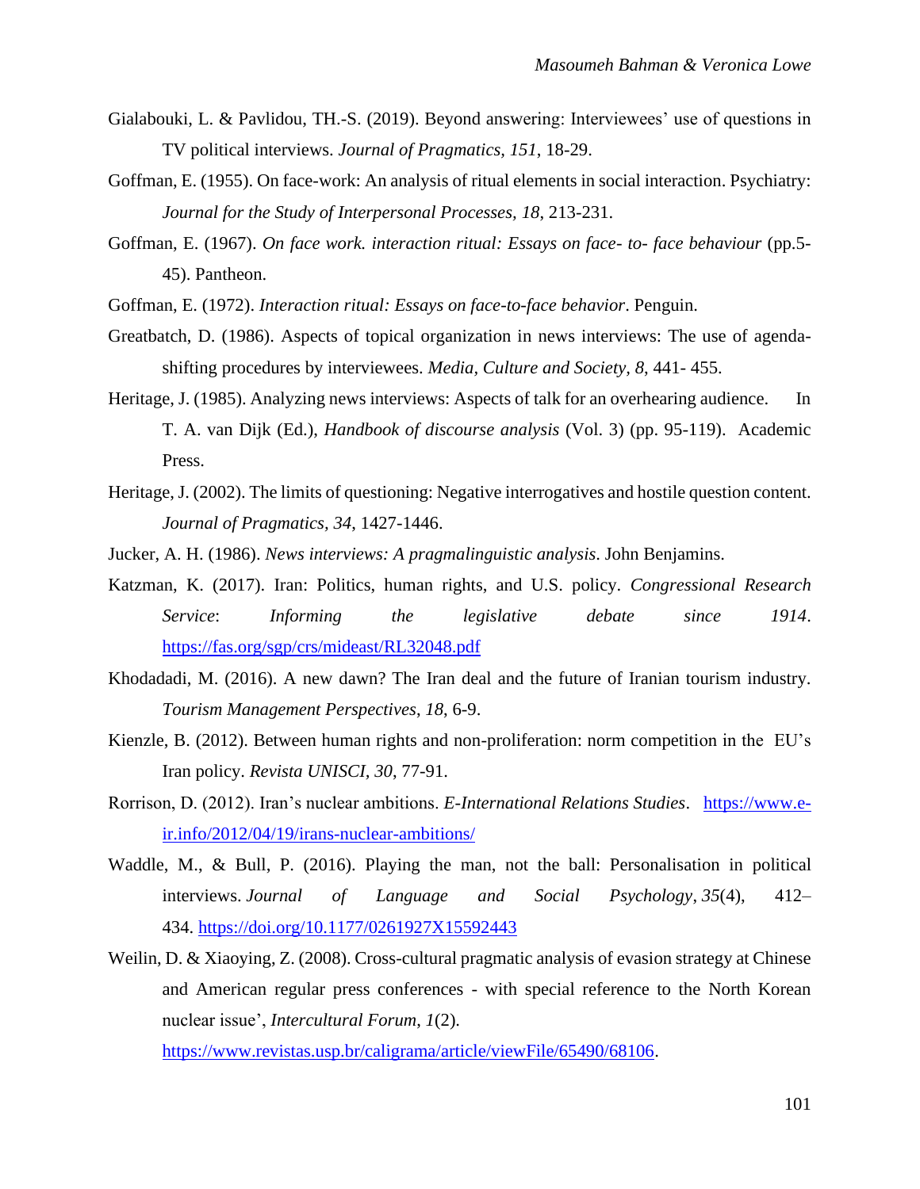Gialabouki, L. & Pavlidou, TH.-S. (2019). Beyond answering: Interviewees' use of questions in TV political interviews. *Journal of Pragmatics, 151*, 18-29.

Goffman, E. (1955). On face-work: An analysis of ritual elements in social interaction. Psychiatry: *Journal for the Study of Interpersonal Processes, 18*, 213-231.

Goffman, E. (1967). *On face work. interaction ritual: Essays on face- to- face behaviour* (pp.5-45). Pantheon.

Goffman, E. (1972). *Interaction ritual: Essays on face-to-face behavior*. Penguin.

Greatbatch, D. (1986). Aspects of topical organization in news interviews: The use of agenda-shifting procedures by interviewees. *Media, Culture and Society, 8*, 441- 455.

Heritage, J. (1985). Analyzing news interviews: Aspects of talk for an overhearing audience. In T. A. van Dijk (Ed.), *Handbook of discourse analysis* (Vol. 3) (pp. 95-119). Academic Press.

Heritage, J. (2002). The limits of questioning: Negative interrogatives and hostile question content. *Journal of Pragmatics, 34*, 1427-1446.

Jucker, A. H. (1986). *News interviews: A pragmalinguistic analysis*. John Benjamins.

Katzman, K. (2017). Iran: Politics, human rights, and U.S. policy. *Congressional Research Service*: *Informing the legislative debate since 1914*. https://fas.org/sgp/crs/mideast/RL32048.pdf

Khodadadi, M. (2016). A new dawn? The Iran deal and the future of Iranian tourism industry. *Tourism Management Perspectives*, *18*, 6-9.

Kienzle, B. (2012). Between human rights and non-proliferation: norm competition in the EU's Iran policy. *Revista UNISCI, 30*, 77-91.

Rorrison, D. (2012). Iran's nuclear ambitions. *E-International Relations Studies*. https://www.e-ir.info/2012/04/19/irans-nuclear-ambitions/

Waddle, M., & Bull, P. (2016). Playing the man, not the ball: Personalisation in political interviews. *Journal of Language and Social Psychology*, *35*(4), 412–434. https://doi.org/10.1177/0261927X15592443

Weilin, D. & Xiaoying, Z. (2008). Cross-cultural pragmatic analysis of evasion strategy at Chinese and American regular press conferences - with special reference to the North Korean nuclear issue', *Intercultural Forum*, *1*(2). https://www.revistas.usp.br/caligrama/article/viewFile/65490/68106.